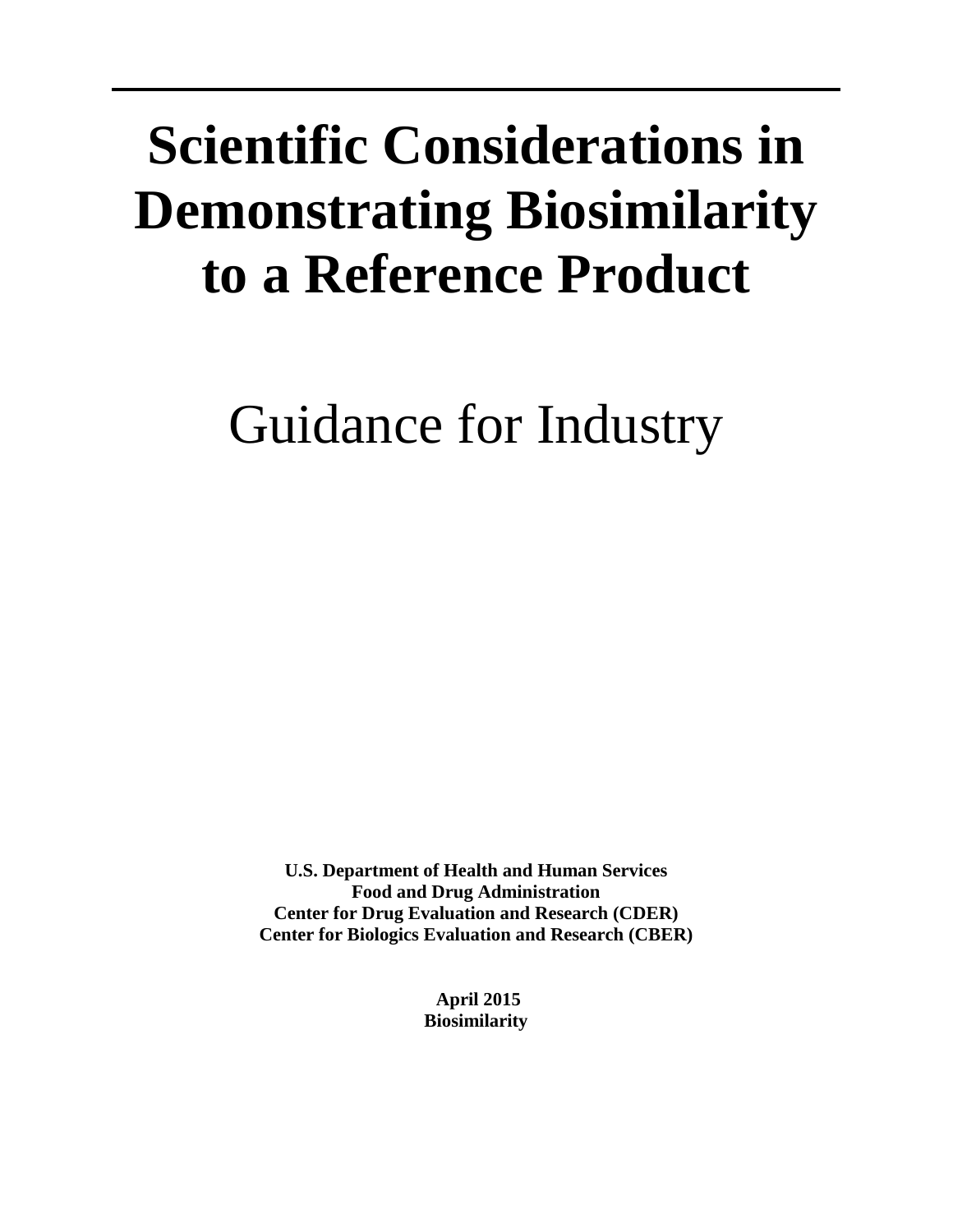# Scientific Considerations in Demonstrating Biosimilarity to a Reference Product

## Guidance for Industry

**U.S. Department of Health and Human Services**
**Food and Drug Administration**
**Center for Drug Evaluation and Research (CDER)**
**Center for Biologics Evaluation and Research (CBER)**

**April 2015**
**Biosimilarity**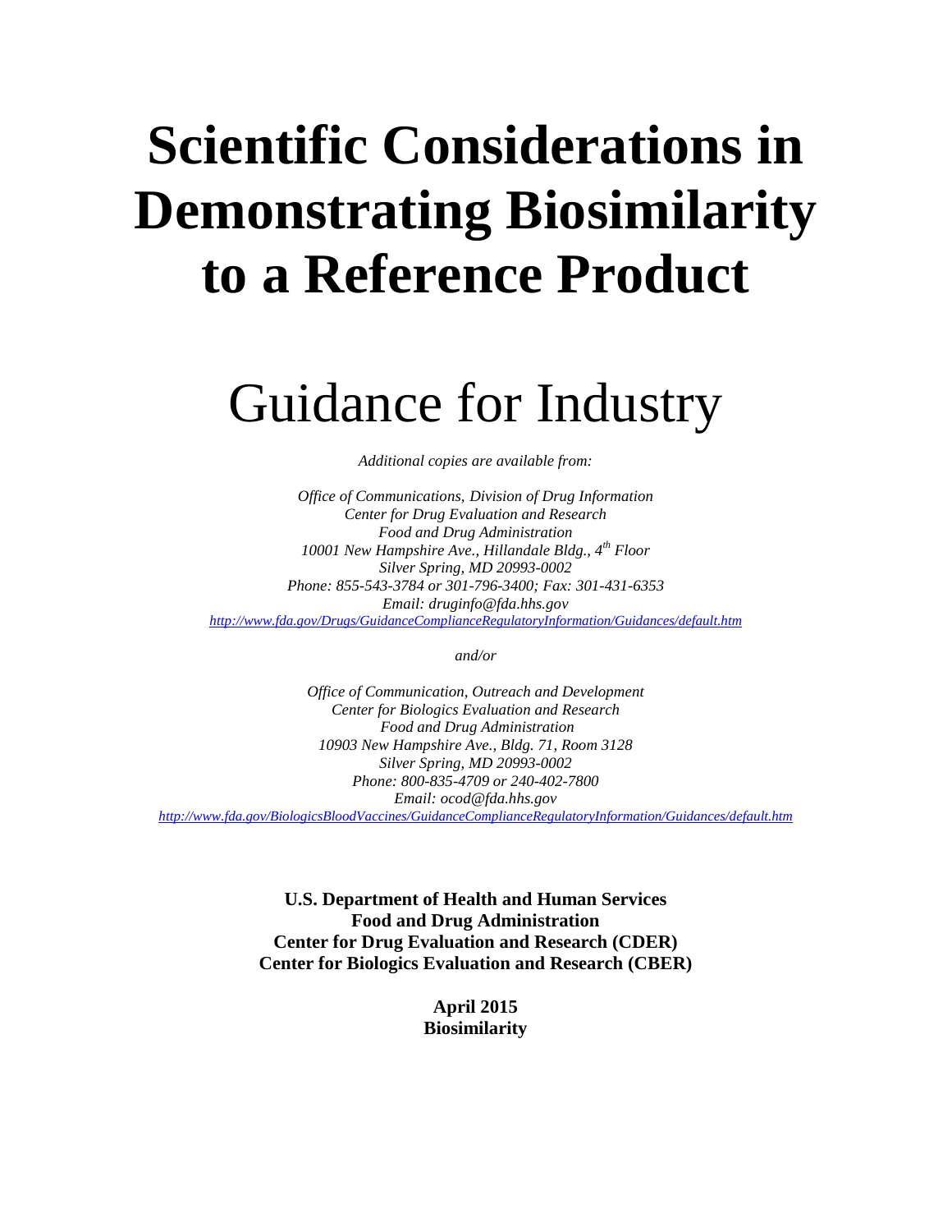# Scientific Considerations in Demonstrating Biosimilarity to a Reference Product

# Guidance for Industry

*Additional copies are available from:*

*Office of Communications, Division of Drug Information*
*Center for Drug Evaluation and Research*
*Food and Drug Administration*
*10001 New Hampshire Ave., Hillandale Bldg., 4th Floor*
*Silver Spring, MD 20993-0002*
*Phone: 855-543-3784 or 301-796-3400; Fax: 301-431-6353*
*Email: druginfo@fda.hhs.gov*
*http://www.fda.gov/Drugs/GuidanceComplianceRegulatoryInformation/Guidances/default.htm*

*and/or*

*Office of Communication, Outreach and Development*
*Center for Biologics Evaluation and Research*
*Food and Drug Administration*
*10903 New Hampshire Ave., Bldg. 71, Room 3128*
*Silver Spring, MD 20993-0002*
*Phone: 800-835-4709 or 240-402-7800*
*Email: ocod@fda.hhs.gov*
*http://www.fda.gov/BiologicsBloodVaccines/GuidanceComplianceRegulatoryInformation/Guidances/default.htm*

**U.S. Department of Health and Human Services**
**Food and Drug Administration**
**Center for Drug Evaluation and Research (CDER)**
**Center for Biologics Evaluation and Research (CBER)**

**April 2015**
**Biosimilarity**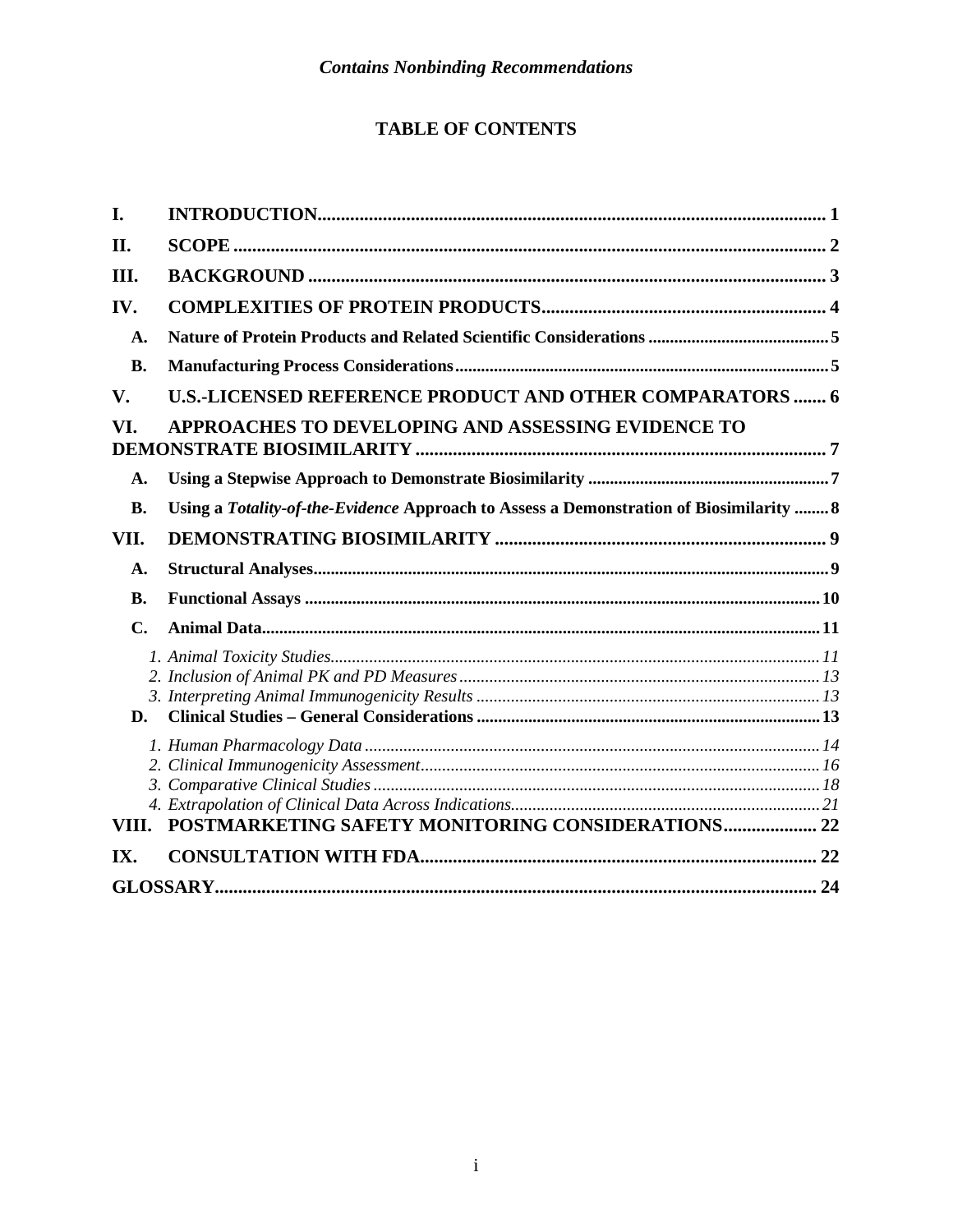*Contains Nonbinding Recommendations*

# TABLE OF CONTENTS

- **I. INTRODUCTION** ..... 1
- **II. SCOPE** ..... 2
- **III. BACKGROUND** ..... 3
- **IV. COMPLEXITIES OF PROTEIN PRODUCTS** ..... 4
  - **A. Nature of Protein Products and Related Scientific Considerations** ..... 5
  - **B. Manufacturing Process Considerations** ..... 5
- **V. U.S.-LICENSED REFERENCE PRODUCT AND OTHER COMPARATORS** ..... 6
- **VI. APPROACHES TO DEVELOPING AND ASSESSING EVIDENCE TO DEMONSTRATE BIOSIMILARITY** ..... 7
  - **A. Using a Stepwise Approach to Demonstrate Biosimilarity** ..... 7
  - **B. Using a *Totality-of-the-Evidence* Approach to Assess a Demonstration of Biosimilarity** ..... 8
- **VII. DEMONSTRATING BIOSIMILARITY** ..... 9
  - **A. Structural Analyses** ..... 9
  - **B. Functional Assays** ..... 10
  - **C. Animal Data** ..... 11
    - *1. Animal Toxicity Studies* ..... 11
    - *2. Inclusion of Animal PK and PD Measures* ..... 13
    - *3. Interpreting Animal Immunogenicity Results* ..... 13
  - **D. Clinical Studies – General Considerations** ..... 13
    - *1. Human Pharmacology Data* ..... 14
    - *2. Clinical Immunogenicity Assessment* ..... 16
    - *3. Comparative Clinical Studies* ..... 18
    - *4. Extrapolation of Clinical Data Across Indications* ..... 21
- **VIII. POSTMARKETING SAFETY MONITORING CONSIDERATIONS** ..... 22
- **IX. CONSULTATION WITH FDA** ..... 22
- **GLOSSARY** ..... 24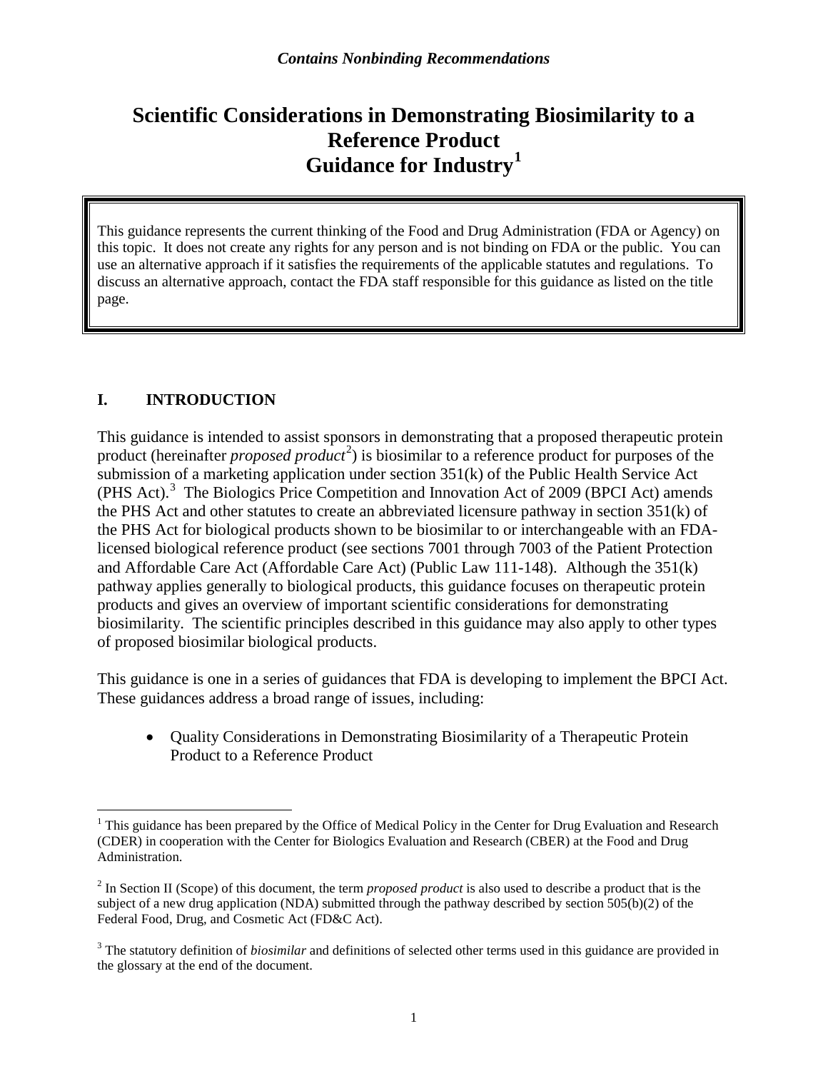*Contains Nonbinding Recommendations*

# Scientific Considerations in Demonstrating Biosimilarity to a Reference Product
# Guidance for Industry[1]

This guidance represents the current thinking of the Food and Drug Administration (FDA or Agency) on this topic. It does not create any rights for any person and is not binding on FDA or the public. You can use an alternative approach if it satisfies the requirements of the applicable statutes and regulations. To discuss an alternative approach, contact the FDA staff responsible for this guidance as listed on the title page.

## I. INTRODUCTION

This guidance is intended to assist sponsors in demonstrating that a proposed therapeutic protein product (hereinafter *proposed product*[2]) is biosimilar to a reference product for purposes of the submission of a marketing application under section 351(k) of the Public Health Service Act (PHS Act).[3] The Biologics Price Competition and Innovation Act of 2009 (BPCI Act) amends the PHS Act and other statutes to create an abbreviated licensure pathway in section 351(k) of the PHS Act for biological products shown to be biosimilar to or interchangeable with an FDA-licensed biological reference product (see sections 7001 through 7003 of the Patient Protection and Affordable Care Act (Affordable Care Act) (Public Law 111-148). Although the 351(k) pathway applies generally to biological products, this guidance focuses on therapeutic protein products and gives an overview of important scientific considerations for demonstrating biosimilarity. The scientific principles described in this guidance may also apply to other types of proposed biosimilar biological products.

This guidance is one in a series of guidances that FDA is developing to implement the BPCI Act. These guidances address a broad range of issues, including:

- Quality Considerations in Demonstrating Biosimilarity of a Therapeutic Protein Product to a Reference Product

---

[1] This guidance has been prepared by the Office of Medical Policy in the Center for Drug Evaluation and Research (CDER) in cooperation with the Center for Biologics Evaluation and Research (CBER) at the Food and Drug Administration.

[2] In Section II (Scope) of this document, the term *proposed product* is also used to describe a product that is the subject of a new drug application (NDA) submitted through the pathway described by section 505(b)(2) of the Federal Food, Drug, and Cosmetic Act (FD&C Act).

[3] The statutory definition of *biosimilar* and definitions of selected other terms used in this guidance are provided in the glossary at the end of the document.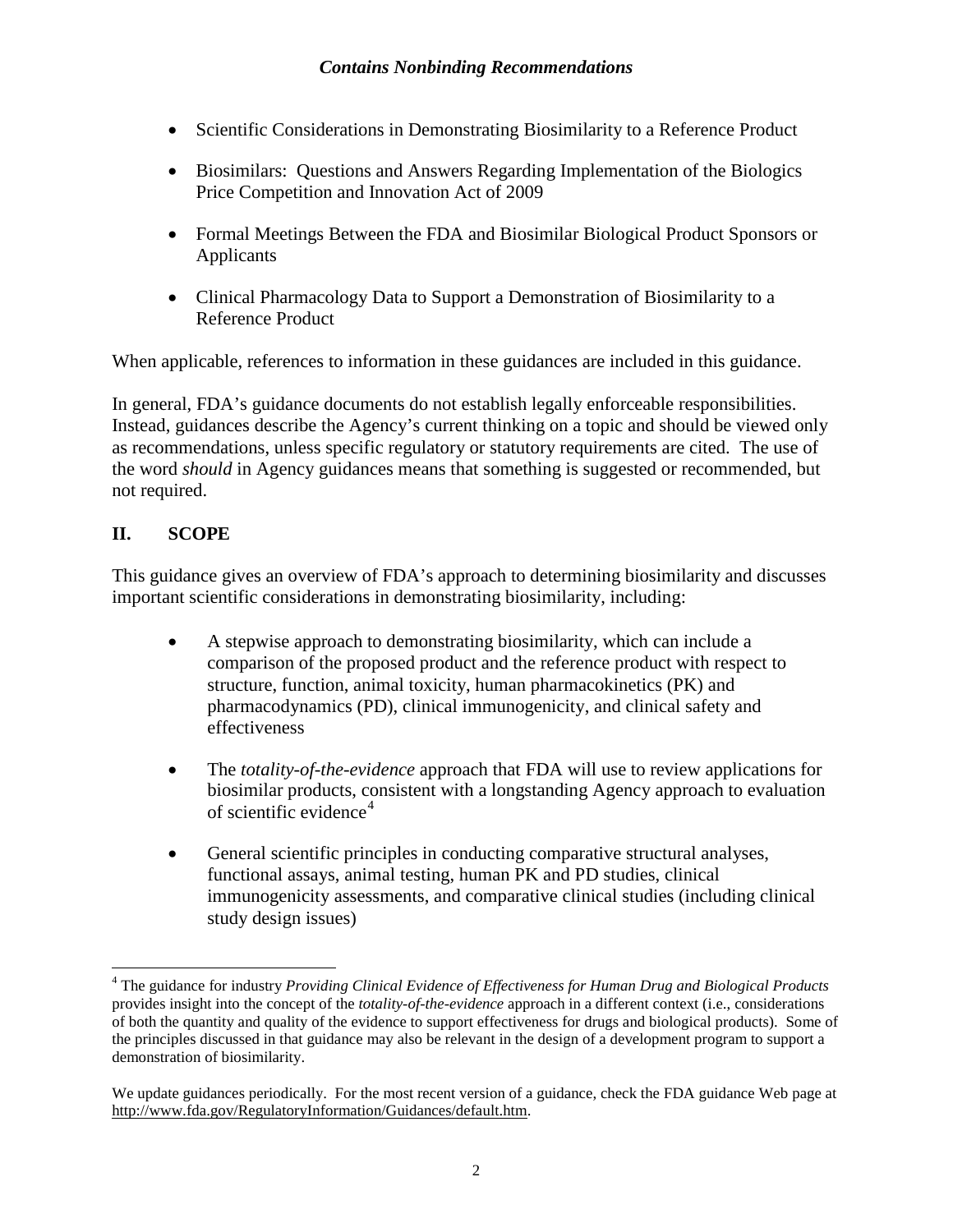- Scientific Considerations in Demonstrating Biosimilarity to a Reference Product
- Biosimilars: Questions and Answers Regarding Implementation of the Biologics Price Competition and Innovation Act of 2009
- Formal Meetings Between the FDA and Biosimilar Biological Product Sponsors or Applicants
- Clinical Pharmacology Data to Support a Demonstration of Biosimilarity to a Reference Product

When applicable, references to information in these guidances are included in this guidance.

In general, FDA's guidance documents do not establish legally enforceable responsibilities. Instead, guidances describe the Agency's current thinking on a topic and should be viewed only as recommendations, unless specific regulatory or statutory requirements are cited. The use of the word *should* in Agency guidances means that something is suggested or recommended, but not required.

## II. SCOPE

This guidance gives an overview of FDA's approach to determining biosimilarity and discusses important scientific considerations in demonstrating biosimilarity, including:

- A stepwise approach to demonstrating biosimilarity, which can include a comparison of the proposed product and the reference product with respect to structure, function, animal toxicity, human pharmacokinetics (PK) and pharmacodynamics (PD), clinical immunogenicity, and clinical safety and effectiveness
- The *totality-of-the-evidence* approach that FDA will use to review applications for biosimilar products, consistent with a longstanding Agency approach to evaluation of scientific evidence[4]
- General scientific principles in conducting comparative structural analyses, functional assays, animal testing, human PK and PD studies, clinical immunogenicity assessments, and comparative clinical studies (including clinical study design issues)

[4] The guidance for industry *Providing Clinical Evidence of Effectiveness for Human Drug and Biological Products* provides insight into the concept of the *totality-of-the-evidence* approach in a different context (i.e., considerations of both the quantity and quality of the evidence to support effectiveness for drugs and biological products). Some of the principles discussed in that guidance may also be relevant in the design of a development program to support a demonstration of biosimilarity.

We update guidances periodically. For the most recent version of a guidance, check the FDA guidance Web page at http://www.fda.gov/RegulatoryInformation/Guidances/default.htm.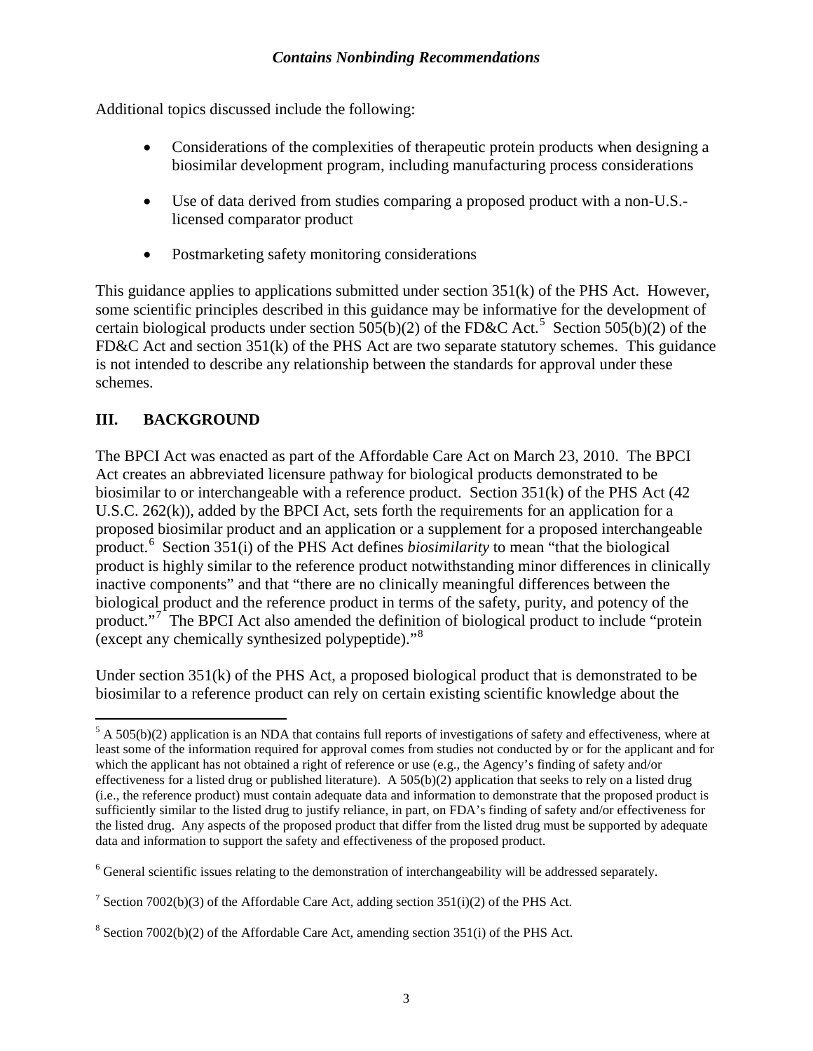Additional topics discussed include the following:

- Considerations of the complexities of therapeutic protein products when designing a biosimilar development program, including manufacturing process considerations
- Use of data derived from studies comparing a proposed product with a non-U.S.-licensed comparator product
- Postmarketing safety monitoring considerations

This guidance applies to applications submitted under section 351(k) of the PHS Act. However, some scientific principles described in this guidance may be informative for the development of certain biological products under section 505(b)(2) of the FD&C Act.[5] Section 505(b)(2) of the FD&C Act and section 351(k) of the PHS Act are two separate statutory schemes. This guidance is not intended to describe any relationship between the standards for approval under these schemes.

## III. BACKGROUND

The BPCI Act was enacted as part of the Affordable Care Act on March 23, 2010. The BPCI Act creates an abbreviated licensure pathway for biological products demonstrated to be biosimilar to or interchangeable with a reference product. Section 351(k) of the PHS Act (42 U.S.C. 262(k)), added by the BPCI Act, sets forth the requirements for an application for a proposed biosimilar product and an application or a supplement for a proposed interchangeable product.[6] Section 351(i) of the PHS Act defines *biosimilarity* to mean "that the biological product is highly similar to the reference product notwithstanding minor differences in clinically inactive components" and that "there are no clinically meaningful differences between the biological product and the reference product in terms of the safety, purity, and potency of the product."[7] The BPCI Act also amended the definition of biological product to include "protein (except any chemically synthesized polypeptide)."[8]

Under section 351(k) of the PHS Act, a proposed biological product that is demonstrated to be biosimilar to a reference product can rely on certain existing scientific knowledge about the

---

[5] A 505(b)(2) application is an NDA that contains full reports of investigations of safety and effectiveness, where at least some of the information required for approval comes from studies not conducted by or for the applicant and for which the applicant has not obtained a right of reference or use (e.g., the Agency's finding of safety and/or effectiveness for a listed drug or published literature). A 505(b)(2) application that seeks to rely on a listed drug (i.e., the reference product) must contain adequate data and information to demonstrate that the proposed product is sufficiently similar to the listed drug to justify reliance, in part, on FDA's finding of safety and/or effectiveness for the listed drug. Any aspects of the proposed product that differ from the listed drug must be supported by adequate data and information to support the safety and effectiveness of the proposed product.

[6] General scientific issues relating to the demonstration of interchangeability will be addressed separately.

[7] Section 7002(b)(3) of the Affordable Care Act, adding section 351(i)(2) of the PHS Act.

[8] Section 7002(b)(2) of the Affordable Care Act, amending section 351(i) of the PHS Act.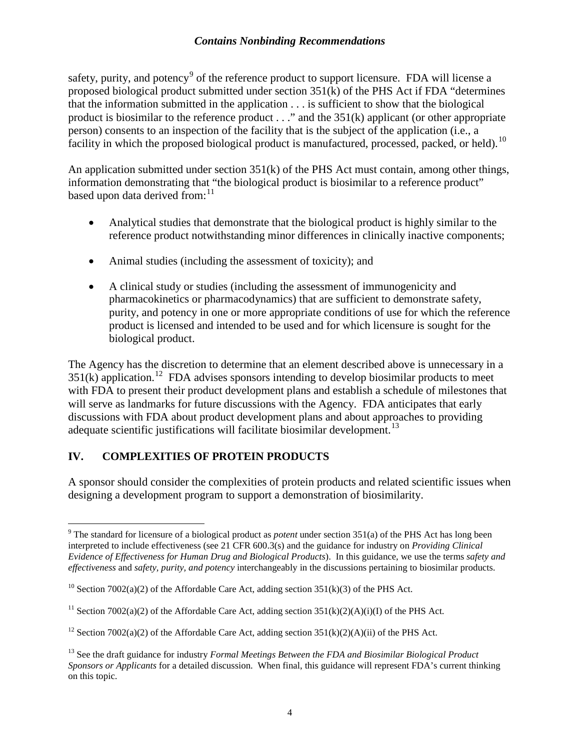safety, purity, and potency[9] of the reference product to support licensure. FDA will license a proposed biological product submitted under section 351(k) of the PHS Act if FDA "determines that the information submitted in the application . . . is sufficient to show that the biological product is biosimilar to the reference product . . ." and the 351(k) applicant (or other appropriate person) consents to an inspection of the facility that is the subject of the application (i.e., a facility in which the proposed biological product is manufactured, processed, packed, or held).[10]

An application submitted under section 351(k) of the PHS Act must contain, among other things, information demonstrating that "the biological product is biosimilar to a reference product" based upon data derived from:[11]

- Analytical studies that demonstrate that the biological product is highly similar to the reference product notwithstanding minor differences in clinically inactive components;
- Animal studies (including the assessment of toxicity); and
- A clinical study or studies (including the assessment of immunogenicity and pharmacokinetics or pharmacodynamics) that are sufficient to demonstrate safety, purity, and potency in one or more appropriate conditions of use for which the reference product is licensed and intended to be used and for which licensure is sought for the biological product.

The Agency has the discretion to determine that an element described above is unnecessary in a 351(k) application.[12] FDA advises sponsors intending to develop biosimilar products to meet with FDA to present their product development plans and establish a schedule of milestones that will serve as landmarks for future discussions with the Agency. FDA anticipates that early discussions with FDA about product development plans and about approaches to providing adequate scientific justifications will facilitate biosimilar development.[13]

## IV. COMPLEXITIES OF PROTEIN PRODUCTS

A sponsor should consider the complexities of protein products and related scientific issues when designing a development program to support a demonstration of biosimilarity.

---

[9] The standard for licensure of a biological product as *potent* under section 351(a) of the PHS Act has long been interpreted to include effectiveness (see 21 CFR 600.3(s) and the guidance for industry on *Providing Clinical Evidence of Effectiveness for Human Drug and Biological Products*). In this guidance, we use the terms *safety and effectiveness* and *safety, purity, and potency* interchangeably in the discussions pertaining to biosimilar products.

[10] Section 7002(a)(2) of the Affordable Care Act, adding section 351(k)(3) of the PHS Act.

[11] Section 7002(a)(2) of the Affordable Care Act, adding section 351(k)(2)(A)(i)(I) of the PHS Act.

[12] Section 7002(a)(2) of the Affordable Care Act, adding section 351(k)(2)(A)(ii) of the PHS Act.

[13] See the draft guidance for industry *Formal Meetings Between the FDA and Biosimilar Biological Product Sponsors or Applicants* for a detailed discussion. When final, this guidance will represent FDA's current thinking on this topic.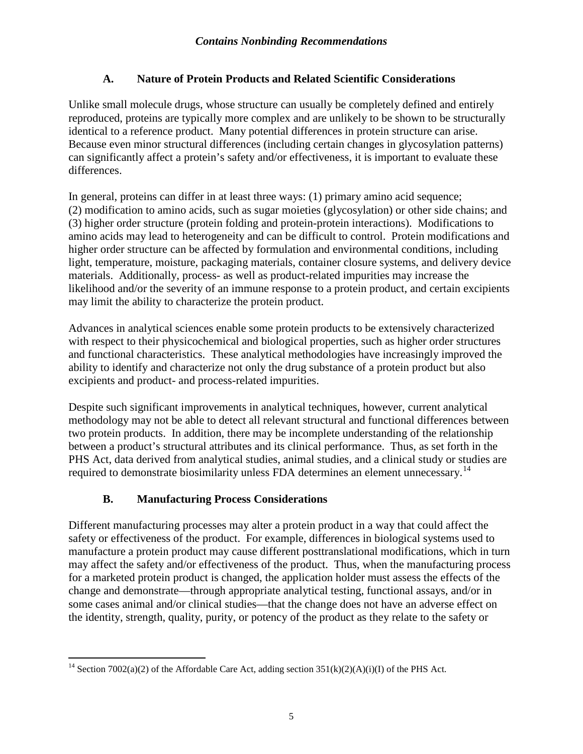### A. Nature of Protein Products and Related Scientific Considerations

Unlike small molecule drugs, whose structure can usually be completely defined and entirely reproduced, proteins are typically more complex and are unlikely to be shown to be structurally identical to a reference product. Many potential differences in protein structure can arise. Because even minor structural differences (including certain changes in glycosylation patterns) can significantly affect a protein's safety and/or effectiveness, it is important to evaluate these differences.

In general, proteins can differ in at least three ways: (1) primary amino acid sequence; (2) modification to amino acids, such as sugar moieties (glycosylation) or other side chains; and (3) higher order structure (protein folding and protein-protein interactions). Modifications to amino acids may lead to heterogeneity and can be difficult to control. Protein modifications and higher order structure can be affected by formulation and environmental conditions, including light, temperature, moisture, packaging materials, container closure systems, and delivery device materials. Additionally, process- as well as product-related impurities may increase the likelihood and/or the severity of an immune response to a protein product, and certain excipients may limit the ability to characterize the protein product.

Advances in analytical sciences enable some protein products to be extensively characterized with respect to their physicochemical and biological properties, such as higher order structures and functional characteristics. These analytical methodologies have increasingly improved the ability to identify and characterize not only the drug substance of a protein product but also excipients and product- and process-related impurities.

Despite such significant improvements in analytical techniques, however, current analytical methodology may not be able to detect all relevant structural and functional differences between two protein products. In addition, there may be incomplete understanding of the relationship between a product's structural attributes and its clinical performance. Thus, as set forth in the PHS Act, data derived from analytical studies, animal studies, and a clinical study or studies are required to demonstrate biosimilarity unless FDA determines an element unnecessary.[14]

### B. Manufacturing Process Considerations

Different manufacturing processes may alter a protein product in a way that could affect the safety or effectiveness of the product. For example, differences in biological systems used to manufacture a protein product may cause different posttranslational modifications, which in turn may affect the safety and/or effectiveness of the product. Thus, when the manufacturing process for a marketed protein product is changed, the application holder must assess the effects of the change and demonstrate—through appropriate analytical testing, functional assays, and/or in some cases animal and/or clinical studies—that the change does not have an adverse effect on the identity, strength, quality, purity, or potency of the product as they relate to the safety or

[14] Section 7002(a)(2) of the Affordable Care Act, adding section 351(k)(2)(A)(i)(I) of the PHS Act.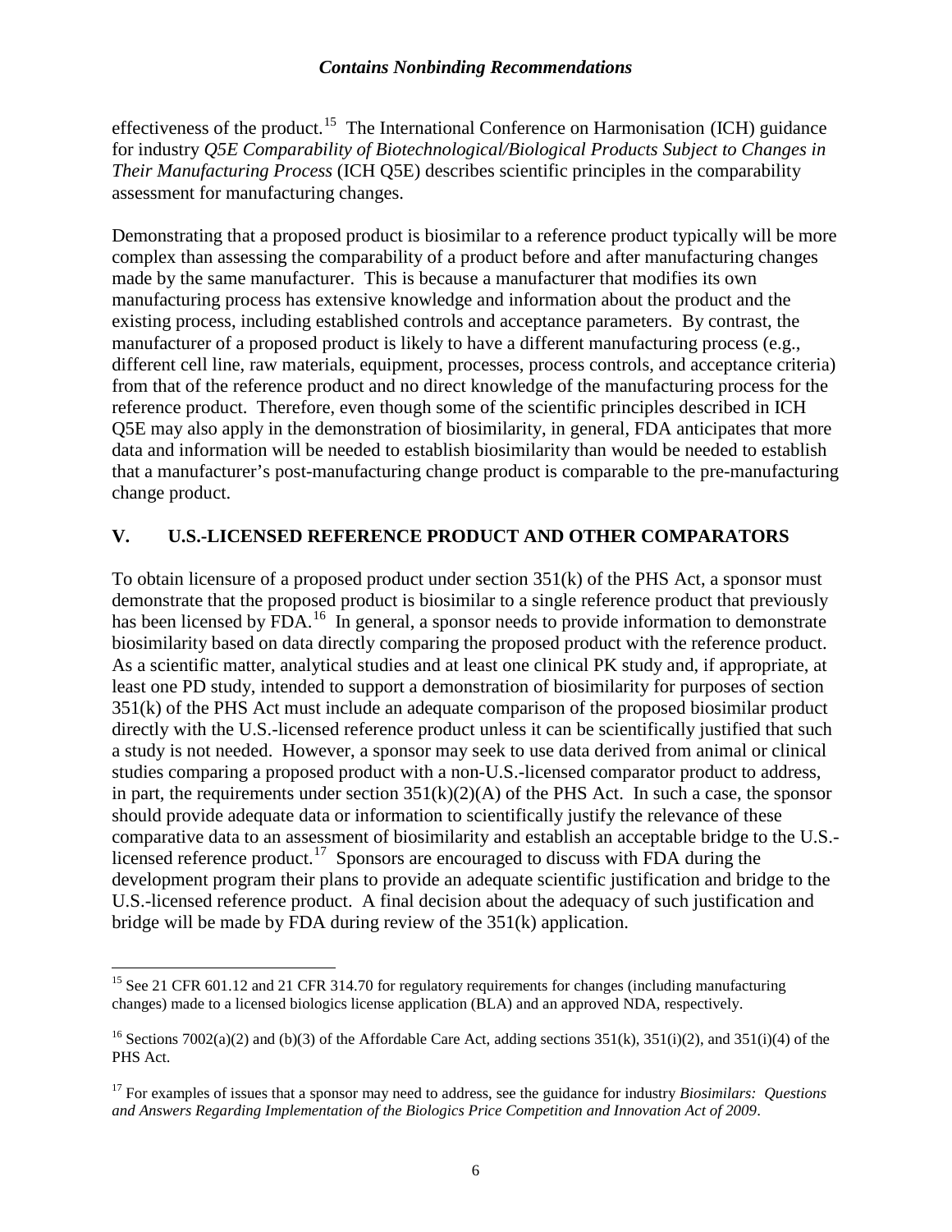effectiveness of the product.[15] The International Conference on Harmonisation (ICH) guidance for industry *Q5E Comparability of Biotechnological/Biological Products Subject to Changes in Their Manufacturing Process* (ICH Q5E) describes scientific principles in the comparability assessment for manufacturing changes.

Demonstrating that a proposed product is biosimilar to a reference product typically will be more complex than assessing the comparability of a product before and after manufacturing changes made by the same manufacturer. This is because a manufacturer that modifies its own manufacturing process has extensive knowledge and information about the product and the existing process, including established controls and acceptance parameters. By contrast, the manufacturer of a proposed product is likely to have a different manufacturing process (e.g., different cell line, raw materials, equipment, processes, process controls, and acceptance criteria) from that of the reference product and no direct knowledge of the manufacturing process for the reference product. Therefore, even though some of the scientific principles described in ICH Q5E may also apply in the demonstration of biosimilarity, in general, FDA anticipates that more data and information will be needed to establish biosimilarity than would be needed to establish that a manufacturer's post-manufacturing change product is comparable to the pre-manufacturing change product.

## V. U.S.-LICENSED REFERENCE PRODUCT AND OTHER COMPARATORS

To obtain licensure of a proposed product under section 351(k) of the PHS Act, a sponsor must demonstrate that the proposed product is biosimilar to a single reference product that previously has been licensed by FDA.[16] In general, a sponsor needs to provide information to demonstrate biosimilarity based on data directly comparing the proposed product with the reference product. As a scientific matter, analytical studies and at least one clinical PK study and, if appropriate, at least one PD study, intended to support a demonstration of biosimilarity for purposes of section 351(k) of the PHS Act must include an adequate comparison of the proposed biosimilar product directly with the U.S.-licensed reference product unless it can be scientifically justified that such a study is not needed. However, a sponsor may seek to use data derived from animal or clinical studies comparing a proposed product with a non-U.S.-licensed comparator product to address, in part, the requirements under section 351(k)(2)(A) of the PHS Act. In such a case, the sponsor should provide adequate data or information to scientifically justify the relevance of these comparative data to an assessment of biosimilarity and establish an acceptable bridge to the U.S.-licensed reference product.[17] Sponsors are encouraged to discuss with FDA during the development program their plans to provide an adequate scientific justification and bridge to the U.S.-licensed reference product. A final decision about the adequacy of such justification and bridge will be made by FDA during review of the 351(k) application.

---

[15] See 21 CFR 601.12 and 21 CFR 314.70 for regulatory requirements for changes (including manufacturing changes) made to a licensed biologics license application (BLA) and an approved NDA, respectively.

[16] Sections 7002(a)(2) and (b)(3) of the Affordable Care Act, adding sections 351(k), 351(i)(2), and 351(i)(4) of the PHS Act.

[17] For examples of issues that a sponsor may need to address, see the guidance for industry *Biosimilars: Questions and Answers Regarding Implementation of the Biologics Price Competition and Innovation Act of 2009*.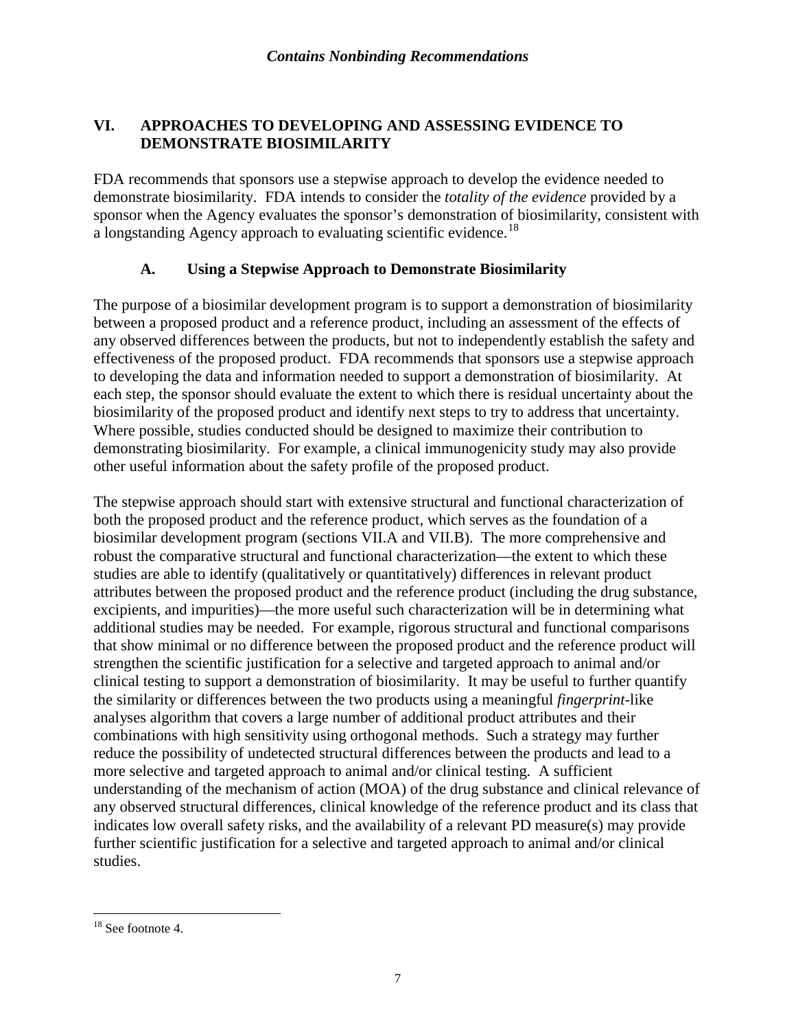## VI. APPROACHES TO DEVELOPING AND ASSESSING EVIDENCE TO DEMONSTRATE BIOSIMILARITY

FDA recommends that sponsors use a stepwise approach to develop the evidence needed to demonstrate biosimilarity. FDA intends to consider the *totality of the evidence* provided by a sponsor when the Agency evaluates the sponsor's demonstration of biosimilarity, consistent with a longstanding Agency approach to evaluating scientific evidence.[18]

### A. Using a Stepwise Approach to Demonstrate Biosimilarity

The purpose of a biosimilar development program is to support a demonstration of biosimilarity between a proposed product and a reference product, including an assessment of the effects of any observed differences between the products, but not to independently establish the safety and effectiveness of the proposed product. FDA recommends that sponsors use a stepwise approach to developing the data and information needed to support a demonstration of biosimilarity. At each step, the sponsor should evaluate the extent to which there is residual uncertainty about the biosimilarity of the proposed product and identify next steps to try to address that uncertainty. Where possible, studies conducted should be designed to maximize their contribution to demonstrating biosimilarity. For example, a clinical immunogenicity study may also provide other useful information about the safety profile of the proposed product.

The stepwise approach should start with extensive structural and functional characterization of both the proposed product and the reference product, which serves as the foundation of a biosimilar development program (sections VII.A and VII.B). The more comprehensive and robust the comparative structural and functional characterization—the extent to which these studies are able to identify (qualitatively or quantitatively) differences in relevant product attributes between the proposed product and the reference product (including the drug substance, excipients, and impurities)—the more useful such characterization will be in determining what additional studies may be needed. For example, rigorous structural and functional comparisons that show minimal or no difference between the proposed product and the reference product will strengthen the scientific justification for a selective and targeted approach to animal and/or clinical testing to support a demonstration of biosimilarity. It may be useful to further quantify the similarity or differences between the two products using a meaningful *fingerprint*-like analyses algorithm that covers a large number of additional product attributes and their combinations with high sensitivity using orthogonal methods. Such a strategy may further reduce the possibility of undetected structural differences between the products and lead to a more selective and targeted approach to animal and/or clinical testing. A sufficient understanding of the mechanism of action (MOA) of the drug substance and clinical relevance of any observed structural differences, clinical knowledge of the reference product and its class that indicates low overall safety risks, and the availability of a relevant PD measure(s) may provide further scientific justification for a selective and targeted approach to animal and/or clinical studies.

[18] See footnote 4.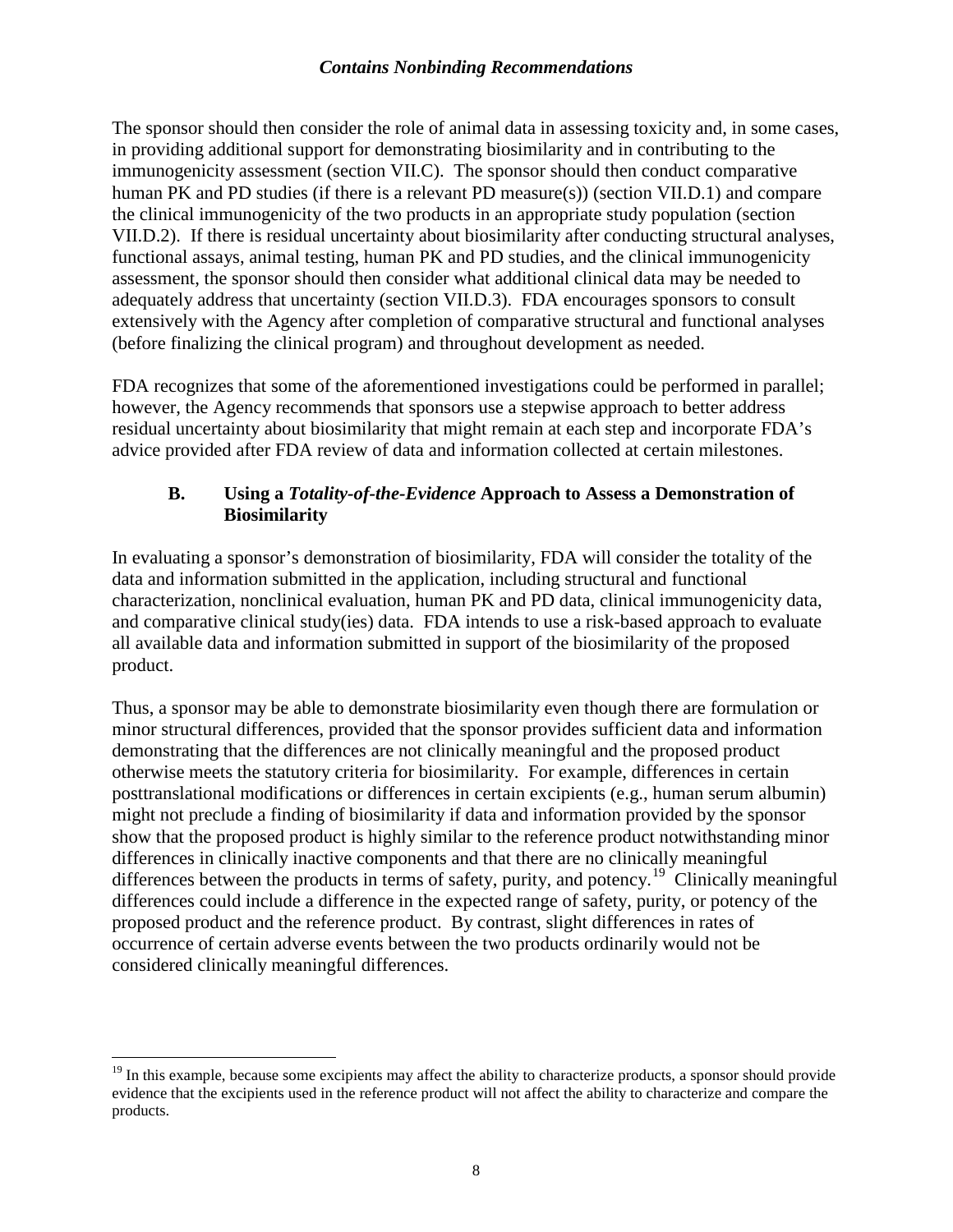The sponsor should then consider the role of animal data in assessing toxicity and, in some cases, in providing additional support for demonstrating biosimilarity and in contributing to the immunogenicity assessment (section VII.C). The sponsor should then conduct comparative human PK and PD studies (if there is a relevant PD measure(s)) (section VII.D.1) and compare the clinical immunogenicity of the two products in an appropriate study population (section VII.D.2). If there is residual uncertainty about biosimilarity after conducting structural analyses, functional assays, animal testing, human PK and PD studies, and the clinical immunogenicity assessment, the sponsor should then consider what additional clinical data may be needed to adequately address that uncertainty (section VII.D.3). FDA encourages sponsors to consult extensively with the Agency after completion of comparative structural and functional analyses (before finalizing the clinical program) and throughout development as needed.

FDA recognizes that some of the aforementioned investigations could be performed in parallel; however, the Agency recommends that sponsors use a stepwise approach to better address residual uncertainty about biosimilarity that might remain at each step and incorporate FDA's advice provided after FDA review of data and information collected at certain milestones.

### B. Using a *Totality-of-the-Evidence* Approach to Assess a Demonstration of Biosimilarity

In evaluating a sponsor's demonstration of biosimilarity, FDA will consider the totality of the data and information submitted in the application, including structural and functional characterization, nonclinical evaluation, human PK and PD data, clinical immunogenicity data, and comparative clinical study(ies) data. FDA intends to use a risk-based approach to evaluate all available data and information submitted in support of the biosimilarity of the proposed product.

Thus, a sponsor may be able to demonstrate biosimilarity even though there are formulation or minor structural differences, provided that the sponsor provides sufficient data and information demonstrating that the differences are not clinically meaningful and the proposed product otherwise meets the statutory criteria for biosimilarity. For example, differences in certain posttranslational modifications or differences in certain excipients (e.g., human serum albumin) might not preclude a finding of biosimilarity if data and information provided by the sponsor show that the proposed product is highly similar to the reference product notwithstanding minor differences in clinically inactive components and that there are no clinically meaningful differences between the products in terms of safety, purity, and potency.[19] Clinically meaningful differences could include a difference in the expected range of safety, purity, or potency of the proposed product and the reference product. By contrast, slight differences in rates of occurrence of certain adverse events between the two products ordinarily would not be considered clinically meaningful differences.

---

[19] In this example, because some excipients may affect the ability to characterize products, a sponsor should provide evidence that the excipients used in the reference product will not affect the ability to characterize and compare the products.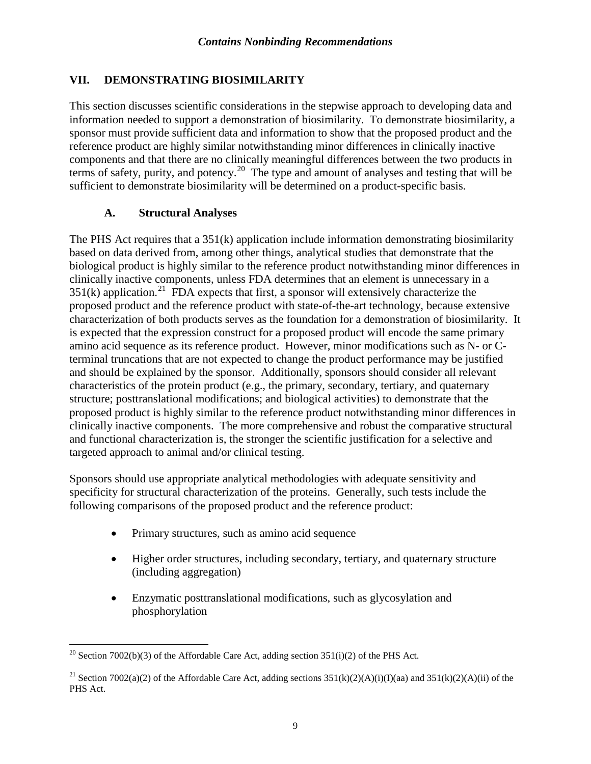## VII. DEMONSTRATING BIOSIMILARITY

This section discusses scientific considerations in the stepwise approach to developing data and information needed to support a demonstration of biosimilarity. To demonstrate biosimilarity, a sponsor must provide sufficient data and information to show that the proposed product and the reference product are highly similar notwithstanding minor differences in clinically inactive components and that there are no clinically meaningful differences between the two products in terms of safety, purity, and potency.[20] The type and amount of analyses and testing that will be sufficient to demonstrate biosimilarity will be determined on a product-specific basis.

### A. Structural Analyses

The PHS Act requires that a 351(k) application include information demonstrating biosimilarity based on data derived from, among other things, analytical studies that demonstrate that the biological product is highly similar to the reference product notwithstanding minor differences in clinically inactive components, unless FDA determines that an element is unnecessary in a 351(k) application.[21] FDA expects that first, a sponsor will extensively characterize the proposed product and the reference product with state-of-the-art technology, because extensive characterization of both products serves as the foundation for a demonstration of biosimilarity. It is expected that the expression construct for a proposed product will encode the same primary amino acid sequence as its reference product. However, minor modifications such as N- or C-terminal truncations that are not expected to change the product performance may be justified and should be explained by the sponsor. Additionally, sponsors should consider all relevant characteristics of the protein product (e.g., the primary, secondary, tertiary, and quaternary structure; posttranslational modifications; and biological activities) to demonstrate that the proposed product is highly similar to the reference product notwithstanding minor differences in clinically inactive components. The more comprehensive and robust the comparative structural and functional characterization is, the stronger the scientific justification for a selective and targeted approach to animal and/or clinical testing.

Sponsors should use appropriate analytical methodologies with adequate sensitivity and specificity for structural characterization of the proteins. Generally, such tests include the following comparisons of the proposed product and the reference product:

- Primary structures, such as amino acid sequence
- Higher order structures, including secondary, tertiary, and quaternary structure (including aggregation)
- Enzymatic posttranslational modifications, such as glycosylation and phosphorylation

---

[20] Section 7002(b)(3) of the Affordable Care Act, adding section 351(i)(2) of the PHS Act.

[21] Section 7002(a)(2) of the Affordable Care Act, adding sections 351(k)(2)(A)(i)(I)(aa) and 351(k)(2)(A)(ii) of the PHS Act.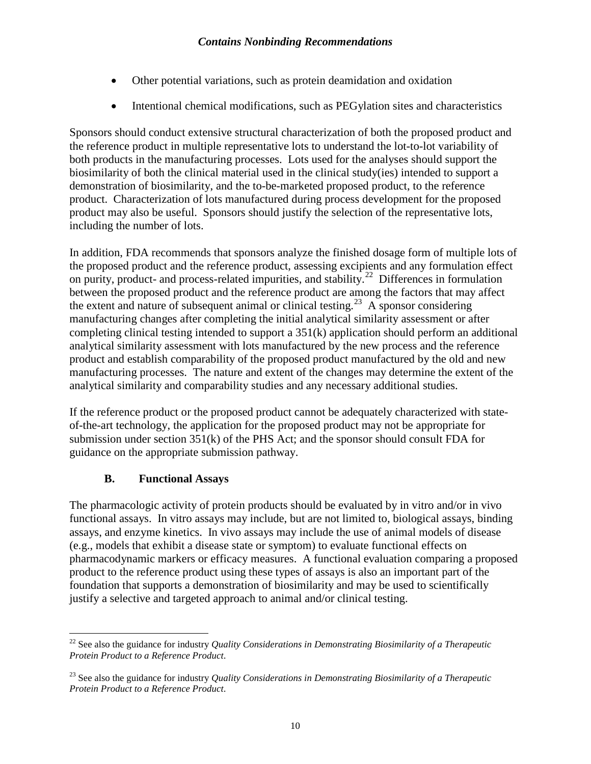- Other potential variations, such as protein deamidation and oxidation
- Intentional chemical modifications, such as PEGylation sites and characteristics

Sponsors should conduct extensive structural characterization of both the proposed product and the reference product in multiple representative lots to understand the lot-to-lot variability of both products in the manufacturing processes. Lots used for the analyses should support the biosimilarity of both the clinical material used in the clinical study(ies) intended to support a demonstration of biosimilarity, and the to-be-marketed proposed product, to the reference product. Characterization of lots manufactured during process development for the proposed product may also be useful. Sponsors should justify the selection of the representative lots, including the number of lots.

In addition, FDA recommends that sponsors analyze the finished dosage form of multiple lots of the proposed product and the reference product, assessing excipients and any formulation effect on purity, product- and process-related impurities, and stability.[22] Differences in formulation between the proposed product and the reference product are among the factors that may affect the extent and nature of subsequent animal or clinical testing.[23] A sponsor considering manufacturing changes after completing the initial analytical similarity assessment or after completing clinical testing intended to support a 351(k) application should perform an additional analytical similarity assessment with lots manufactured by the new process and the reference product and establish comparability of the proposed product manufactured by the old and new manufacturing processes. The nature and extent of the changes may determine the extent of the analytical similarity and comparability studies and any necessary additional studies.

If the reference product or the proposed product cannot be adequately characterized with state-of-the-art technology, the application for the proposed product may not be appropriate for submission under section 351(k) of the PHS Act; and the sponsor should consult FDA for guidance on the appropriate submission pathway.

### B. Functional Assays

The pharmacologic activity of protein products should be evaluated by in vitro and/or in vivo functional assays. In vitro assays may include, but are not limited to, biological assays, binding assays, and enzyme kinetics. In vivo assays may include the use of animal models of disease (e.g., models that exhibit a disease state or symptom) to evaluate functional effects on pharmacodynamic markers or efficacy measures. A functional evaluation comparing a proposed product to the reference product using these types of assays is also an important part of the foundation that supports a demonstration of biosimilarity and may be used to scientifically justify a selective and targeted approach to animal and/or clinical testing.

---

[22] See also the guidance for industry *Quality Considerations in Demonstrating Biosimilarity of a Therapeutic Protein Product to a Reference Product*.

[23] See also the guidance for industry *Quality Considerations in Demonstrating Biosimilarity of a Therapeutic Protein Product to a Reference Product*.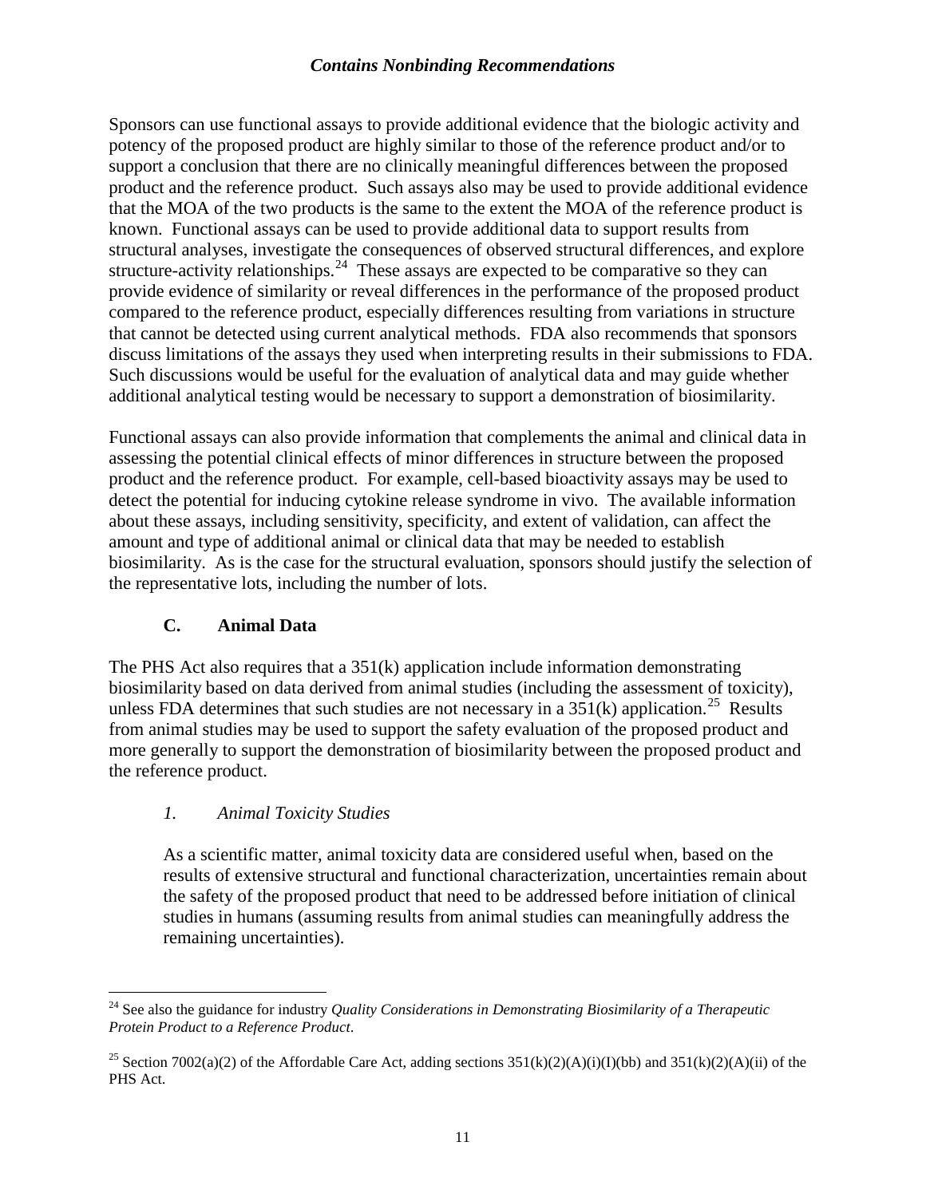Sponsors can use functional assays to provide additional evidence that the biologic activity and potency of the proposed product are highly similar to those of the reference product and/or to support a conclusion that there are no clinically meaningful differences between the proposed product and the reference product. Such assays also may be used to provide additional evidence that the MOA of the two products is the same to the extent the MOA of the reference product is known. Functional assays can be used to provide additional data to support results from structural analyses, investigate the consequences of observed structural differences, and explore structure-activity relationships.[24] These assays are expected to be comparative so they can provide evidence of similarity or reveal differences in the performance of the proposed product compared to the reference product, especially differences resulting from variations in structure that cannot be detected using current analytical methods. FDA also recommends that sponsors discuss limitations of the assays they used when interpreting results in their submissions to FDA. Such discussions would be useful for the evaluation of analytical data and may guide whether additional analytical testing would be necessary to support a demonstration of biosimilarity.

Functional assays can also provide information that complements the animal and clinical data in assessing the potential clinical effects of minor differences in structure between the proposed product and the reference product. For example, cell-based bioactivity assays may be used to detect the potential for inducing cytokine release syndrome in vivo. The available information about these assays, including sensitivity, specificity, and extent of validation, can affect the amount and type of additional animal or clinical data that may be needed to establish biosimilarity. As is the case for the structural evaluation, sponsors should justify the selection of the representative lots, including the number of lots.

### C. Animal Data

The PHS Act also requires that a 351(k) application include information demonstrating biosimilarity based on data derived from animal studies (including the assessment of toxicity), unless FDA determines that such studies are not necessary in a 351(k) application.[25] Results from animal studies may be used to support the safety evaluation of the proposed product and more generally to support the demonstration of biosimilarity between the proposed product and the reference product.

#### *1. Animal Toxicity Studies*

As a scientific matter, animal toxicity data are considered useful when, based on the results of extensive structural and functional characterization, uncertainties remain about the safety of the proposed product that need to be addressed before initiation of clinical studies in humans (assuming results from animal studies can meaningfully address the remaining uncertainties).

---

[24] See also the guidance for industry *Quality Considerations in Demonstrating Biosimilarity of a Therapeutic Protein Product to a Reference Product*.

[25] Section 7002(a)(2) of the Affordable Care Act, adding sections 351(k)(2)(A)(i)(I)(bb) and 351(k)(2)(A)(ii) of the PHS Act.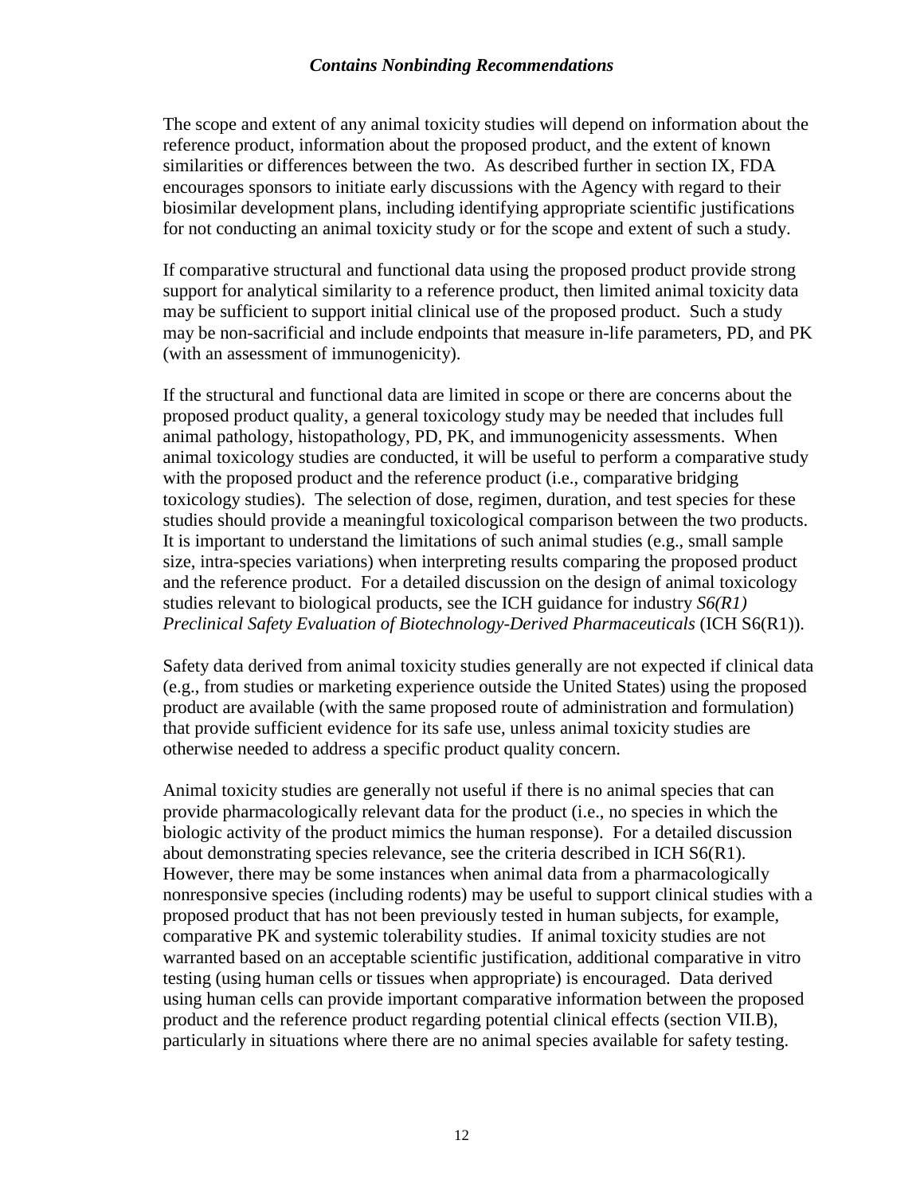The scope and extent of any animal toxicity studies will depend on information about the reference product, information about the proposed product, and the extent of known similarities or differences between the two. As described further in section IX, FDA encourages sponsors to initiate early discussions with the Agency with regard to their biosimilar development plans, including identifying appropriate scientific justifications for not conducting an animal toxicity study or for the scope and extent of such a study.

If comparative structural and functional data using the proposed product provide strong support for analytical similarity to a reference product, then limited animal toxicity data may be sufficient to support initial clinical use of the proposed product. Such a study may be non-sacrificial and include endpoints that measure in-life parameters, PD, and PK (with an assessment of immunogenicity).

If the structural and functional data are limited in scope or there are concerns about the proposed product quality, a general toxicology study may be needed that includes full animal pathology, histopathology, PD, PK, and immunogenicity assessments. When animal toxicology studies are conducted, it will be useful to perform a comparative study with the proposed product and the reference product (i.e., comparative bridging toxicology studies). The selection of dose, regimen, duration, and test species for these studies should provide a meaningful toxicological comparison between the two products. It is important to understand the limitations of such animal studies (e.g., small sample size, intra-species variations) when interpreting results comparing the proposed product and the reference product. For a detailed discussion on the design of animal toxicology studies relevant to biological products, see the ICH guidance for industry *S6(R1) Preclinical Safety Evaluation of Biotechnology-Derived Pharmaceuticals* (ICH S6(R1)).

Safety data derived from animal toxicity studies generally are not expected if clinical data (e.g., from studies or marketing experience outside the United States) using the proposed product are available (with the same proposed route of administration and formulation) that provide sufficient evidence for its safe use, unless animal toxicity studies are otherwise needed to address a specific product quality concern.

Animal toxicity studies are generally not useful if there is no animal species that can provide pharmacologically relevant data for the product (i.e., no species in which the biologic activity of the product mimics the human response). For a detailed discussion about demonstrating species relevance, see the criteria described in ICH S6(R1). However, there may be some instances when animal data from a pharmacologically nonresponsive species (including rodents) may be useful to support clinical studies with a proposed product that has not been previously tested in human subjects, for example, comparative PK and systemic tolerability studies. If animal toxicity studies are not warranted based on an acceptable scientific justification, additional comparative in vitro testing (using human cells or tissues when appropriate) is encouraged. Data derived using human cells can provide important comparative information between the proposed product and the reference product regarding potential clinical effects (section VII.B), particularly in situations where there are no animal species available for safety testing.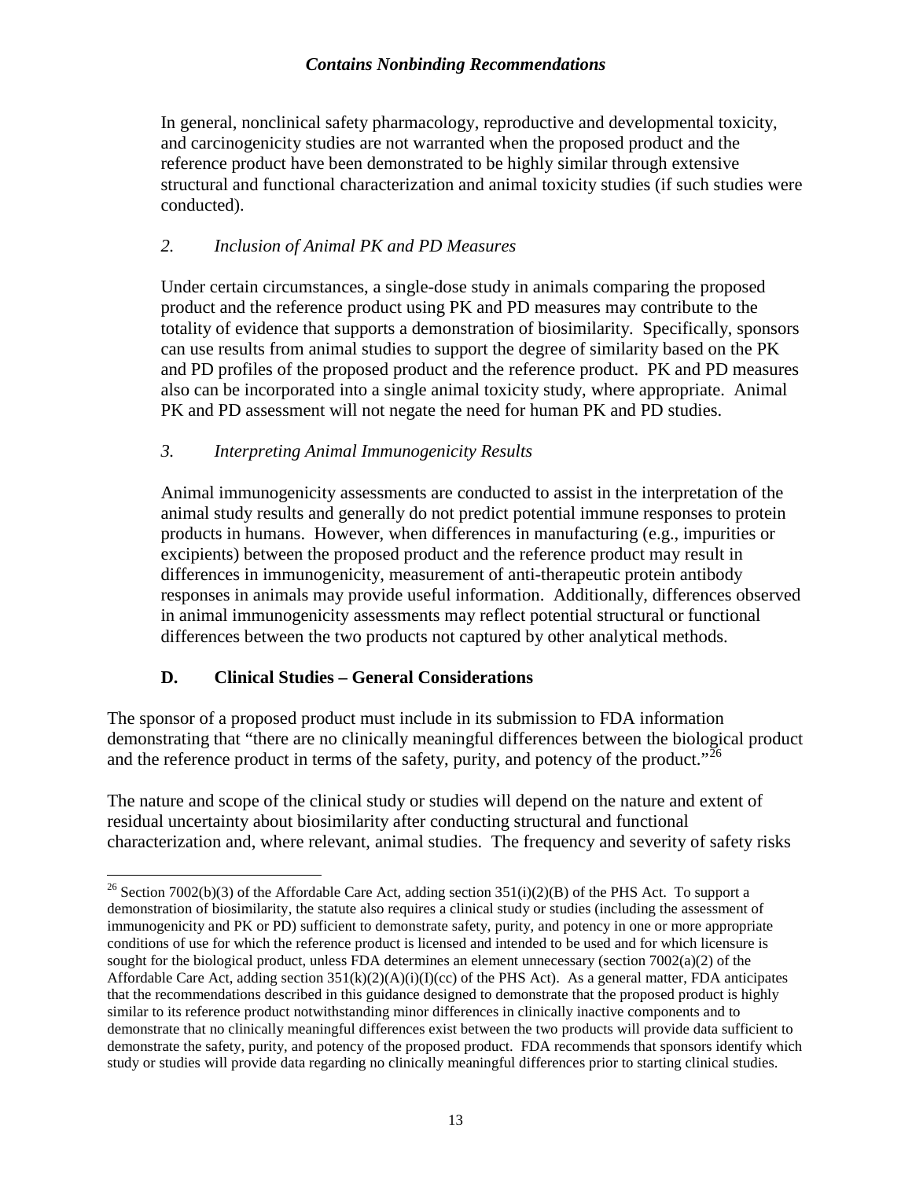In general, nonclinical safety pharmacology, reproductive and developmental toxicity, and carcinogenicity studies are not warranted when the proposed product and the reference product have been demonstrated to be highly similar through extensive structural and functional characterization and animal toxicity studies (if such studies were conducted).

#### *2. Inclusion of Animal PK and PD Measures*

Under certain circumstances, a single-dose study in animals comparing the proposed product and the reference product using PK and PD measures may contribute to the totality of evidence that supports a demonstration of biosimilarity. Specifically, sponsors can use results from animal studies to support the degree of similarity based on the PK and PD profiles of the proposed product and the reference product. PK and PD measures also can be incorporated into a single animal toxicity study, where appropriate. Animal PK and PD assessment will not negate the need for human PK and PD studies.

#### *3. Interpreting Animal Immunogenicity Results*

Animal immunogenicity assessments are conducted to assist in the interpretation of the animal study results and generally do not predict potential immune responses to protein products in humans. However, when differences in manufacturing (e.g., impurities or excipients) between the proposed product and the reference product may result in differences in immunogenicity, measurement of anti-therapeutic protein antibody responses in animals may provide useful information. Additionally, differences observed in animal immunogenicity assessments may reflect potential structural or functional differences between the two products not captured by other analytical methods.

### **D. Clinical Studies – General Considerations**

The sponsor of a proposed product must include in its submission to FDA information demonstrating that "there are no clinically meaningful differences between the biological product and the reference product in terms of the safety, purity, and potency of the product."[26]

The nature and scope of the clinical study or studies will depend on the nature and extent of residual uncertainty about biosimilarity after conducting structural and functional characterization and, where relevant, animal studies. The frequency and severity of safety risks

---

[26] Section 7002(b)(3) of the Affordable Care Act, adding section 351(i)(2)(B) of the PHS Act. To support a demonstration of biosimilarity, the statute also requires a clinical study or studies (including the assessment of immunogenicity and PK or PD) sufficient to demonstrate safety, purity, and potency in one or more appropriate conditions of use for which the reference product is licensed and intended to be used and for which licensure is sought for the biological product, unless FDA determines an element unnecessary (section 7002(a)(2) of the Affordable Care Act, adding section 351(k)(2)(A)(i)(I)(cc) of the PHS Act). As a general matter, FDA anticipates that the recommendations described in this guidance designed to demonstrate that the proposed product is highly similar to its reference product notwithstanding minor differences in clinically inactive components and to demonstrate that no clinically meaningful differences exist between the two products will provide data sufficient to demonstrate the safety, purity, and potency of the proposed product. FDA recommends that sponsors identify which study or studies will provide data regarding no clinically meaningful differences prior to starting clinical studies.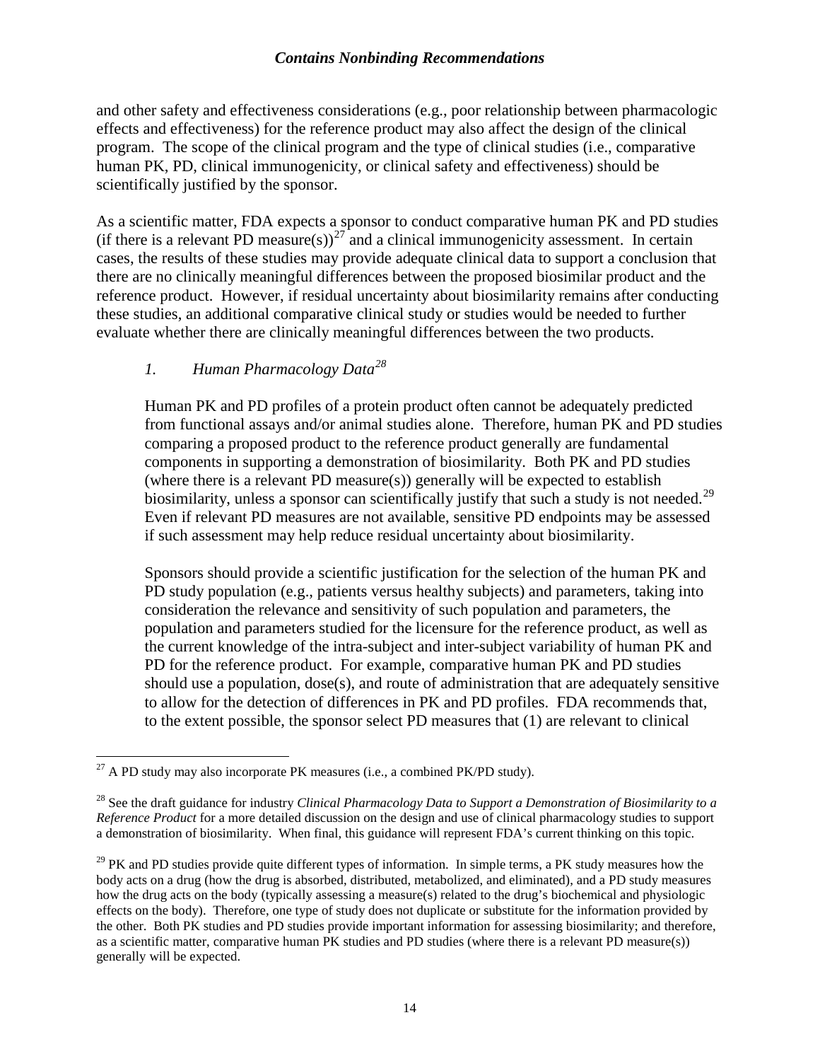and other safety and effectiveness considerations (e.g., poor relationship between pharmacologic effects and effectiveness) for the reference product may also affect the design of the clinical program. The scope of the clinical program and the type of clinical studies (i.e., comparative human PK, PD, clinical immunogenicity, or clinical safety and effectiveness) should be scientifically justified by the sponsor.

As a scientific matter, FDA expects a sponsor to conduct comparative human PK and PD studies (if there is a relevant PD measure(s))[27] and a clinical immunogenicity assessment. In certain cases, the results of these studies may provide adequate clinical data to support a conclusion that there are no clinically meaningful differences between the proposed biosimilar product and the reference product. However, if residual uncertainty about biosimilarity remains after conducting these studies, an additional comparative clinical study or studies would be needed to further evaluate whether there are clinically meaningful differences between the two products.

### *1. Human Pharmacology Data[28]*

Human PK and PD profiles of a protein product often cannot be adequately predicted from functional assays and/or animal studies alone. Therefore, human PK and PD studies comparing a proposed product to the reference product generally are fundamental components in supporting a demonstration of biosimilarity. Both PK and PD studies (where there is a relevant PD measure(s)) generally will be expected to establish biosimilarity, unless a sponsor can scientifically justify that such a study is not needed.[29] Even if relevant PD measures are not available, sensitive PD endpoints may be assessed if such assessment may help reduce residual uncertainty about biosimilarity.

Sponsors should provide a scientific justification for the selection of the human PK and PD study population (e.g., patients versus healthy subjects) and parameters, taking into consideration the relevance and sensitivity of such population and parameters, the population and parameters studied for the licensure for the reference product, as well as the current knowledge of the intra-subject and inter-subject variability of human PK and PD for the reference product. For example, comparative human PK and PD studies should use a population, dose(s), and route of administration that are adequately sensitive to allow for the detection of differences in PK and PD profiles. FDA recommends that, to the extent possible, the sponsor select PD measures that (1) are relevant to clinical

---

[27] A PD study may also incorporate PK measures (i.e., a combined PK/PD study).

[28] See the draft guidance for industry *Clinical Pharmacology Data to Support a Demonstration of Biosimilarity to a Reference Product* for a more detailed discussion on the design and use of clinical pharmacology studies to support a demonstration of biosimilarity. When final, this guidance will represent FDA's current thinking on this topic.

[29] PK and PD studies provide quite different types of information. In simple terms, a PK study measures how the body acts on a drug (how the drug is absorbed, distributed, metabolized, and eliminated), and a PD study measures how the drug acts on the body (typically assessing a measure(s) related to the drug's biochemical and physiologic effects on the body). Therefore, one type of study does not duplicate or substitute for the information provided by the other. Both PK studies and PD studies provide important information for assessing biosimilarity; and therefore, as a scientific matter, comparative human PK studies and PD studies (where there is a relevant PD measure(s)) generally will be expected.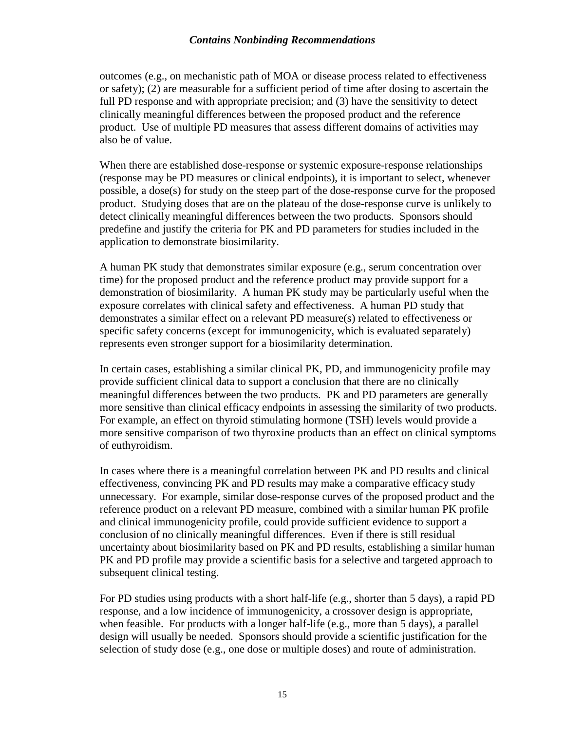outcomes (e.g., on mechanistic path of MOA or disease process related to effectiveness or safety); (2) are measurable for a sufficient period of time after dosing to ascertain the full PD response and with appropriate precision; and (3) have the sensitivity to detect clinically meaningful differences between the proposed product and the reference product. Use of multiple PD measures that assess different domains of activities may also be of value.

When there are established dose-response or systemic exposure-response relationships (response may be PD measures or clinical endpoints), it is important to select, whenever possible, a dose(s) for study on the steep part of the dose-response curve for the proposed product. Studying doses that are on the plateau of the dose-response curve is unlikely to detect clinically meaningful differences between the two products. Sponsors should predefine and justify the criteria for PK and PD parameters for studies included in the application to demonstrate biosimilarity.

A human PK study that demonstrates similar exposure (e.g., serum concentration over time) for the proposed product and the reference product may provide support for a demonstration of biosimilarity. A human PK study may be particularly useful when the exposure correlates with clinical safety and effectiveness. A human PD study that demonstrates a similar effect on a relevant PD measure(s) related to effectiveness or specific safety concerns (except for immunogenicity, which is evaluated separately) represents even stronger support for a biosimilarity determination.

In certain cases, establishing a similar clinical PK, PD, and immunogenicity profile may provide sufficient clinical data to support a conclusion that there are no clinically meaningful differences between the two products. PK and PD parameters are generally more sensitive than clinical efficacy endpoints in assessing the similarity of two products. For example, an effect on thyroid stimulating hormone (TSH) levels would provide a more sensitive comparison of two thyroxine products than an effect on clinical symptoms of euthyroidism.

In cases where there is a meaningful correlation between PK and PD results and clinical effectiveness, convincing PK and PD results may make a comparative efficacy study unnecessary. For example, similar dose-response curves of the proposed product and the reference product on a relevant PD measure, combined with a similar human PK profile and clinical immunogenicity profile, could provide sufficient evidence to support a conclusion of no clinically meaningful differences. Even if there is still residual uncertainty about biosimilarity based on PK and PD results, establishing a similar human PK and PD profile may provide a scientific basis for a selective and targeted approach to subsequent clinical testing.

For PD studies using products with a short half-life (e.g., shorter than 5 days), a rapid PD response, and a low incidence of immunogenicity, a crossover design is appropriate, when feasible. For products with a longer half-life (e.g., more than 5 days), a parallel design will usually be needed. Sponsors should provide a scientific justification for the selection of study dose (e.g., one dose or multiple doses) and route of administration.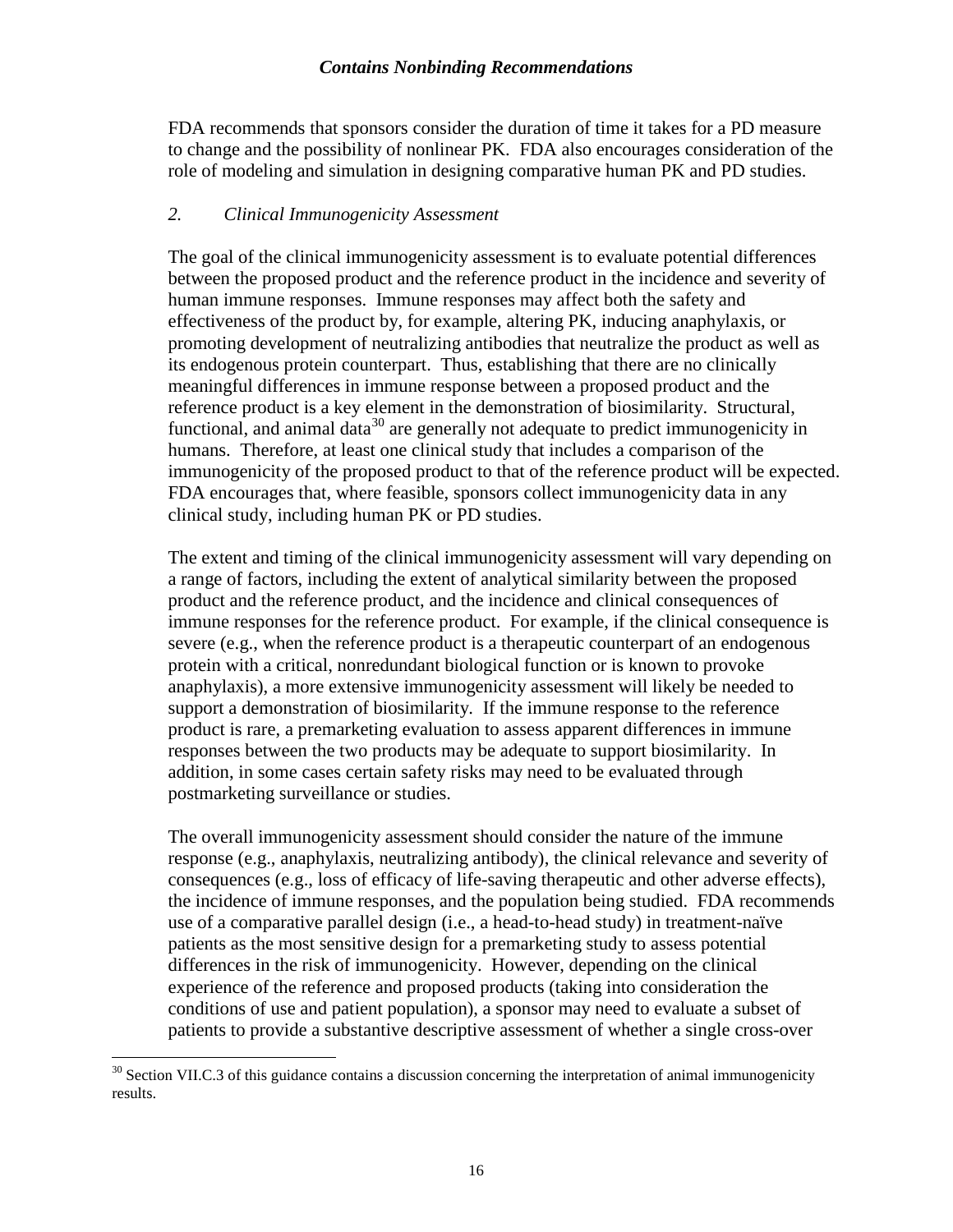FDA recommends that sponsors consider the duration of time it takes for a PD measure to change and the possibility of nonlinear PK. FDA also encourages consideration of the role of modeling and simulation in designing comparative human PK and PD studies.

### *2. Clinical Immunogenicity Assessment*

The goal of the clinical immunogenicity assessment is to evaluate potential differences between the proposed product and the reference product in the incidence and severity of human immune responses. Immune responses may affect both the safety and effectiveness of the product by, for example, altering PK, inducing anaphylaxis, or promoting development of neutralizing antibodies that neutralize the product as well as its endogenous protein counterpart. Thus, establishing that there are no clinically meaningful differences in immune response between a proposed product and the reference product is a key element in the demonstration of biosimilarity. Structural, functional, and animal data[30] are generally not adequate to predict immunogenicity in humans. Therefore, at least one clinical study that includes a comparison of the immunogenicity of the proposed product to that of the reference product will be expected. FDA encourages that, where feasible, sponsors collect immunogenicity data in any clinical study, including human PK or PD studies.

The extent and timing of the clinical immunogenicity assessment will vary depending on a range of factors, including the extent of analytical similarity between the proposed product and the reference product, and the incidence and clinical consequences of immune responses for the reference product. For example, if the clinical consequence is severe (e.g., when the reference product is a therapeutic counterpart of an endogenous protein with a critical, nonredundant biological function or is known to provoke anaphylaxis), a more extensive immunogenicity assessment will likely be needed to support a demonstration of biosimilarity. If the immune response to the reference product is rare, a premarketing evaluation to assess apparent differences in immune responses between the two products may be adequate to support biosimilarity. In addition, in some cases certain safety risks may need to be evaluated through postmarketing surveillance or studies.

The overall immunogenicity assessment should consider the nature of the immune response (e.g., anaphylaxis, neutralizing antibody), the clinical relevance and severity of consequences (e.g., loss of efficacy of life-saving therapeutic and other adverse effects), the incidence of immune responses, and the population being studied. FDA recommends use of a comparative parallel design (i.e., a head-to-head study) in treatment-naïve patients as the most sensitive design for a premarketing study to assess potential differences in the risk of immunogenicity. However, depending on the clinical experience of the reference and proposed products (taking into consideration the conditions of use and patient population), a sponsor may need to evaluate a subset of patients to provide a substantive descriptive assessment of whether a single cross-over

---

[30] Section VII.C.3 of this guidance contains a discussion concerning the interpretation of animal immunogenicity results.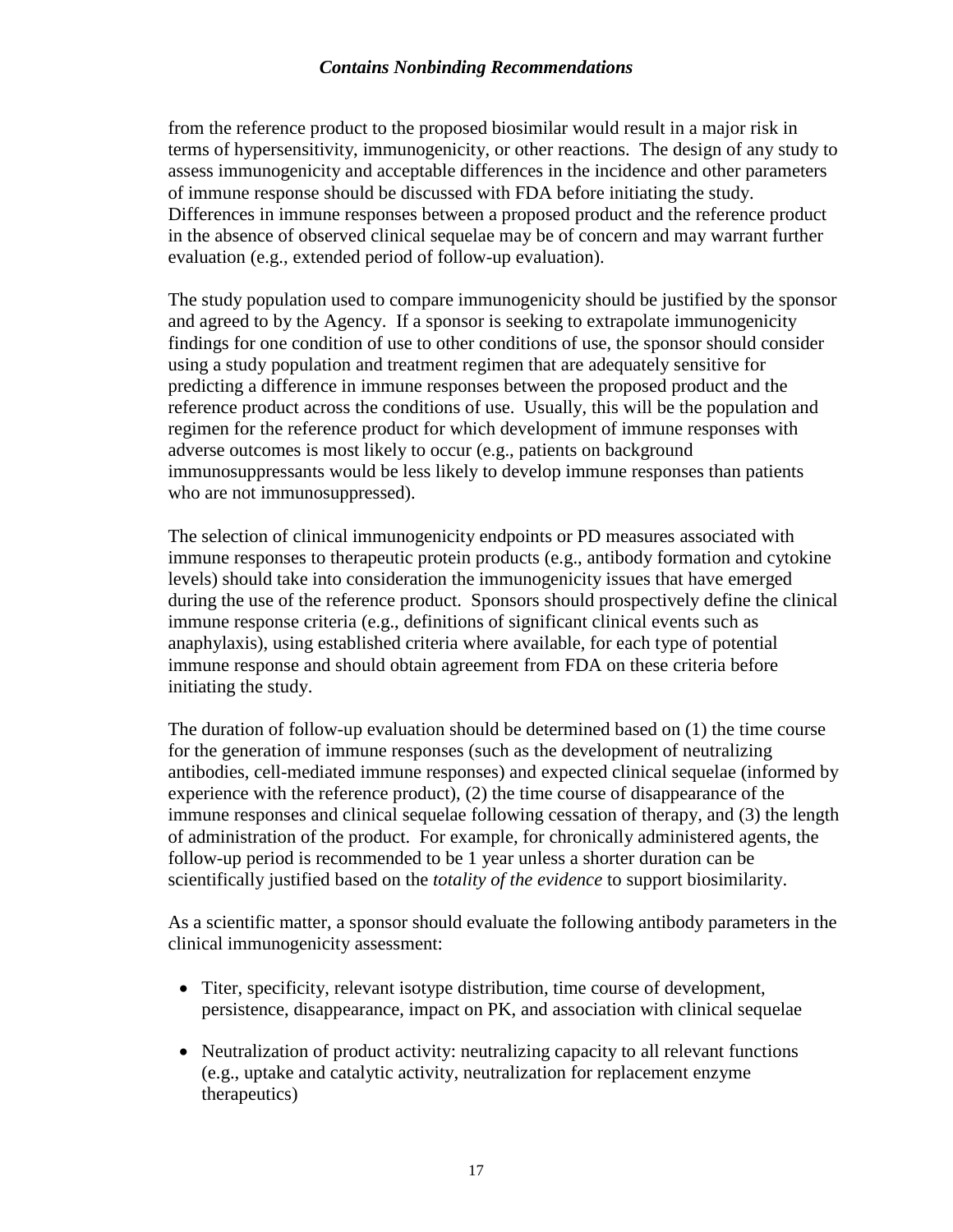from the reference product to the proposed biosimilar would result in a major risk in terms of hypersensitivity, immunogenicity, or other reactions. The design of any study to assess immunogenicity and acceptable differences in the incidence and other parameters of immune response should be discussed with FDA before initiating the study. Differences in immune responses between a proposed product and the reference product in the absence of observed clinical sequelae may be of concern and may warrant further evaluation (e.g., extended period of follow-up evaluation).

The study population used to compare immunogenicity should be justified by the sponsor and agreed to by the Agency. If a sponsor is seeking to extrapolate immunogenicity findings for one condition of use to other conditions of use, the sponsor should consider using a study population and treatment regimen that are adequately sensitive for predicting a difference in immune responses between the proposed product and the reference product across the conditions of use. Usually, this will be the population and regimen for the reference product for which development of immune responses with adverse outcomes is most likely to occur (e.g., patients on background immunosuppressants would be less likely to develop immune responses than patients who are not immunosuppressed).

The selection of clinical immunogenicity endpoints or PD measures associated with immune responses to therapeutic protein products (e.g., antibody formation and cytokine levels) should take into consideration the immunogenicity issues that have emerged during the use of the reference product. Sponsors should prospectively define the clinical immune response criteria (e.g., definitions of significant clinical events such as anaphylaxis), using established criteria where available, for each type of potential immune response and should obtain agreement from FDA on these criteria before initiating the study.

The duration of follow-up evaluation should be determined based on (1) the time course for the generation of immune responses (such as the development of neutralizing antibodies, cell-mediated immune responses) and expected clinical sequelae (informed by experience with the reference product), (2) the time course of disappearance of the immune responses and clinical sequelae following cessation of therapy, and (3) the length of administration of the product. For example, for chronically administered agents, the follow-up period is recommended to be 1 year unless a shorter duration can be scientifically justified based on the *totality of the evidence* to support biosimilarity.

As a scientific matter, a sponsor should evaluate the following antibody parameters in the clinical immunogenicity assessment:

- Titer, specificity, relevant isotype distribution, time course of development, persistence, disappearance, impact on PK, and association with clinical sequelae
- Neutralization of product activity: neutralizing capacity to all relevant functions (e.g., uptake and catalytic activity, neutralization for replacement enzyme therapeutics)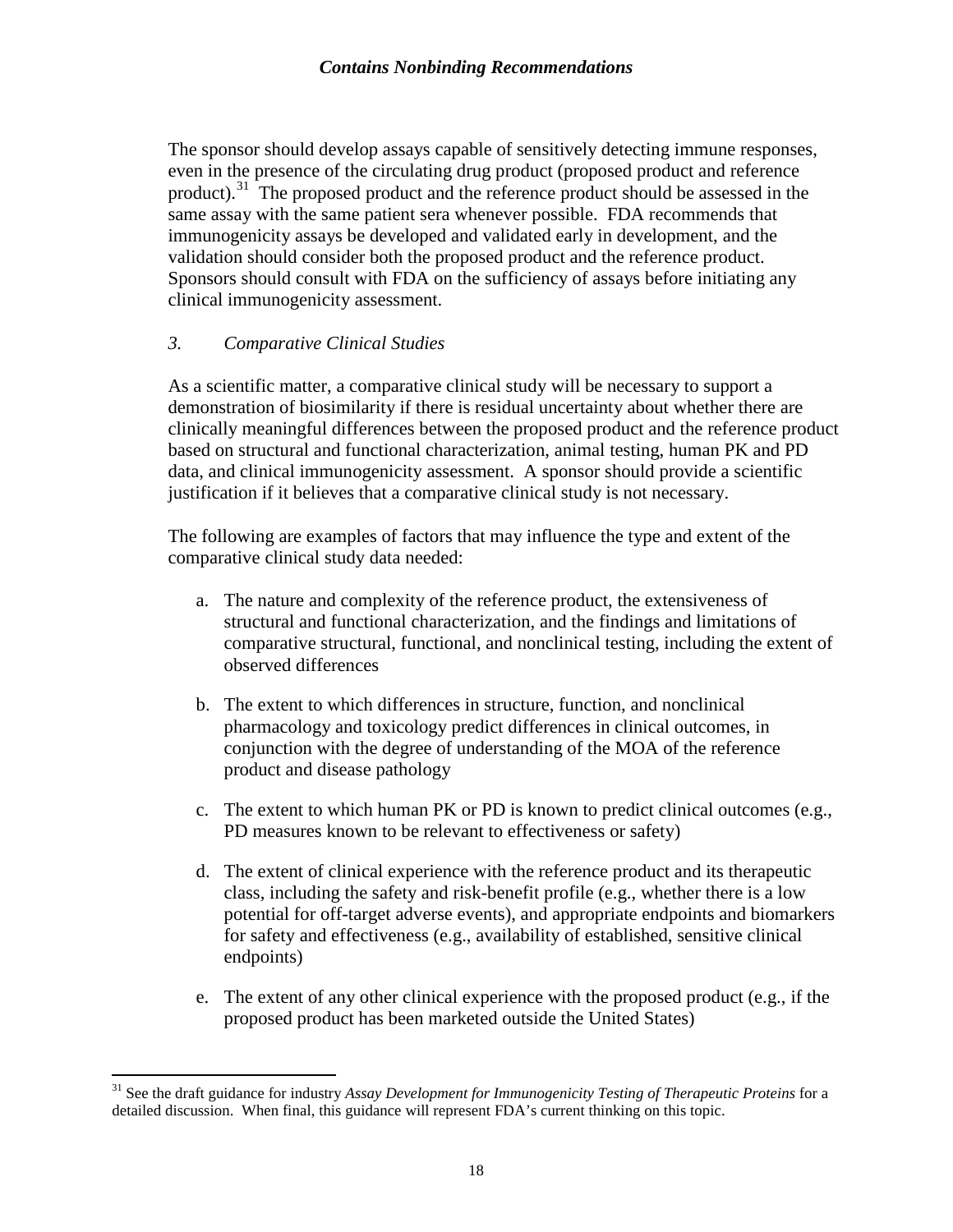The sponsor should develop assays capable of sensitively detecting immune responses, even in the presence of the circulating drug product (proposed product and reference product).[31] The proposed product and the reference product should be assessed in the same assay with the same patient sera whenever possible. FDA recommends that immunogenicity assays be developed and validated early in development, and the validation should consider both the proposed product and the reference product. Sponsors should consult with FDA on the sufficiency of assays before initiating any clinical immunogenicity assessment.

### *3. Comparative Clinical Studies*

As a scientific matter, a comparative clinical study will be necessary to support a demonstration of biosimilarity if there is residual uncertainty about whether there are clinically meaningful differences between the proposed product and the reference product based on structural and functional characterization, animal testing, human PK and PD data, and clinical immunogenicity assessment. A sponsor should provide a scientific justification if it believes that a comparative clinical study is not necessary.

The following are examples of factors that may influence the type and extent of the comparative clinical study data needed:

a. The nature and complexity of the reference product, the extensiveness of structural and functional characterization, and the findings and limitations of comparative structural, functional, and nonclinical testing, including the extent of observed differences

b. The extent to which differences in structure, function, and nonclinical pharmacology and toxicology predict differences in clinical outcomes, in conjunction with the degree of understanding of the MOA of the reference product and disease pathology

c. The extent to which human PK or PD is known to predict clinical outcomes (e.g., PD measures known to be relevant to effectiveness or safety)

d. The extent of clinical experience with the reference product and its therapeutic class, including the safety and risk-benefit profile (e.g., whether there is a low potential for off-target adverse events), and appropriate endpoints and biomarkers for safety and effectiveness (e.g., availability of established, sensitive clinical endpoints)

e. The extent of any other clinical experience with the proposed product (e.g., if the proposed product has been marketed outside the United States)

---

[31] See the draft guidance for industry *Assay Development for Immunogenicity Testing of Therapeutic Proteins* for a detailed discussion. When final, this guidance will represent FDA's current thinking on this topic.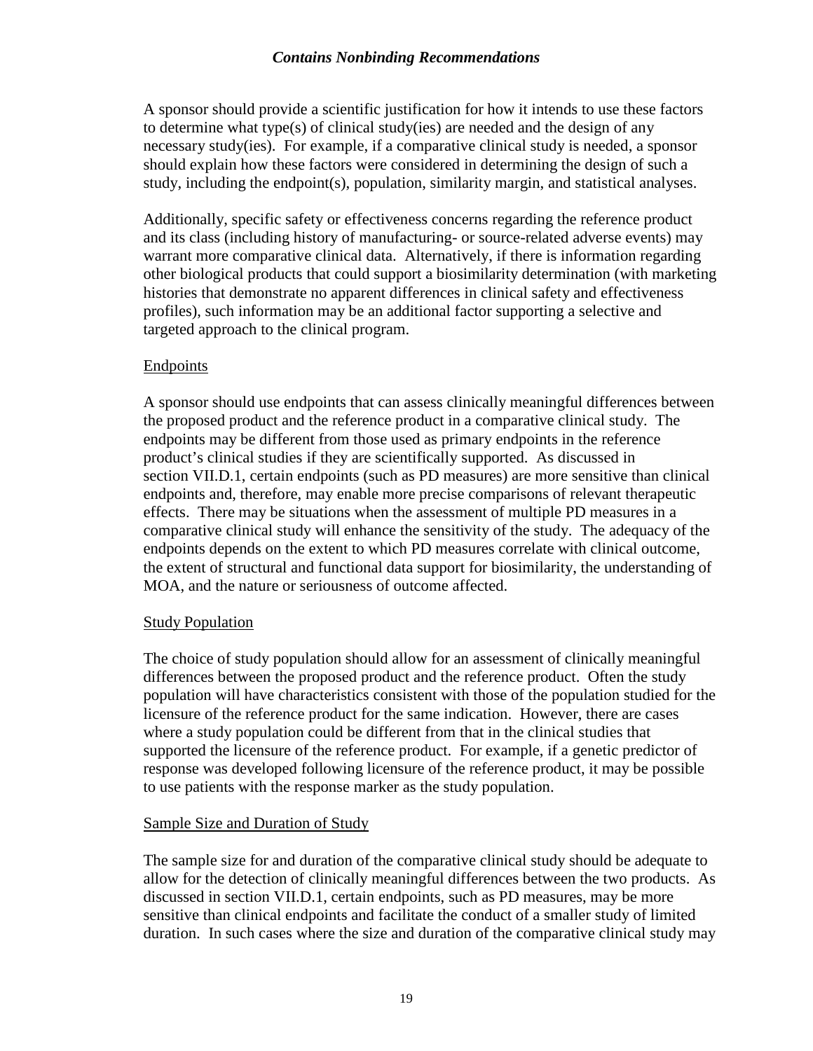A sponsor should provide a scientific justification for how it intends to use these factors to determine what type(s) of clinical study(ies) are needed and the design of any necessary study(ies). For example, if a comparative clinical study is needed, a sponsor should explain how these factors were considered in determining the design of such a study, including the endpoint(s), population, similarity margin, and statistical analyses.

Additionally, specific safety or effectiveness concerns regarding the reference product and its class (including history of manufacturing- or source-related adverse events) may warrant more comparative clinical data. Alternatively, if there is information regarding other biological products that could support a biosimilarity determination (with marketing histories that demonstrate no apparent differences in clinical safety and effectiveness profiles), such information may be an additional factor supporting a selective and targeted approach to the clinical program.

Endpoints

A sponsor should use endpoints that can assess clinically meaningful differences between the proposed product and the reference product in a comparative clinical study. The endpoints may be different from those used as primary endpoints in the reference product's clinical studies if they are scientifically supported. As discussed in section VII.D.1, certain endpoints (such as PD measures) are more sensitive than clinical endpoints and, therefore, may enable more precise comparisons of relevant therapeutic effects. There may be situations when the assessment of multiple PD measures in a comparative clinical study will enhance the sensitivity of the study. The adequacy of the endpoints depends on the extent to which PD measures correlate with clinical outcome, the extent of structural and functional data support for biosimilarity, the understanding of MOA, and the nature or seriousness of outcome affected.

Study Population

The choice of study population should allow for an assessment of clinically meaningful differences between the proposed product and the reference product. Often the study population will have characteristics consistent with those of the population studied for the licensure of the reference product for the same indication. However, there are cases where a study population could be different from that in the clinical studies that supported the licensure of the reference product. For example, if a genetic predictor of response was developed following licensure of the reference product, it may be possible to use patients with the response marker as the study population.

Sample Size and Duration of Study

The sample size for and duration of the comparative clinical study should be adequate to allow for the detection of clinically meaningful differences between the two products. As discussed in section VII.D.1, certain endpoints, such as PD measures, may be more sensitive than clinical endpoints and facilitate the conduct of a smaller study of limited duration. In such cases where the size and duration of the comparative clinical study may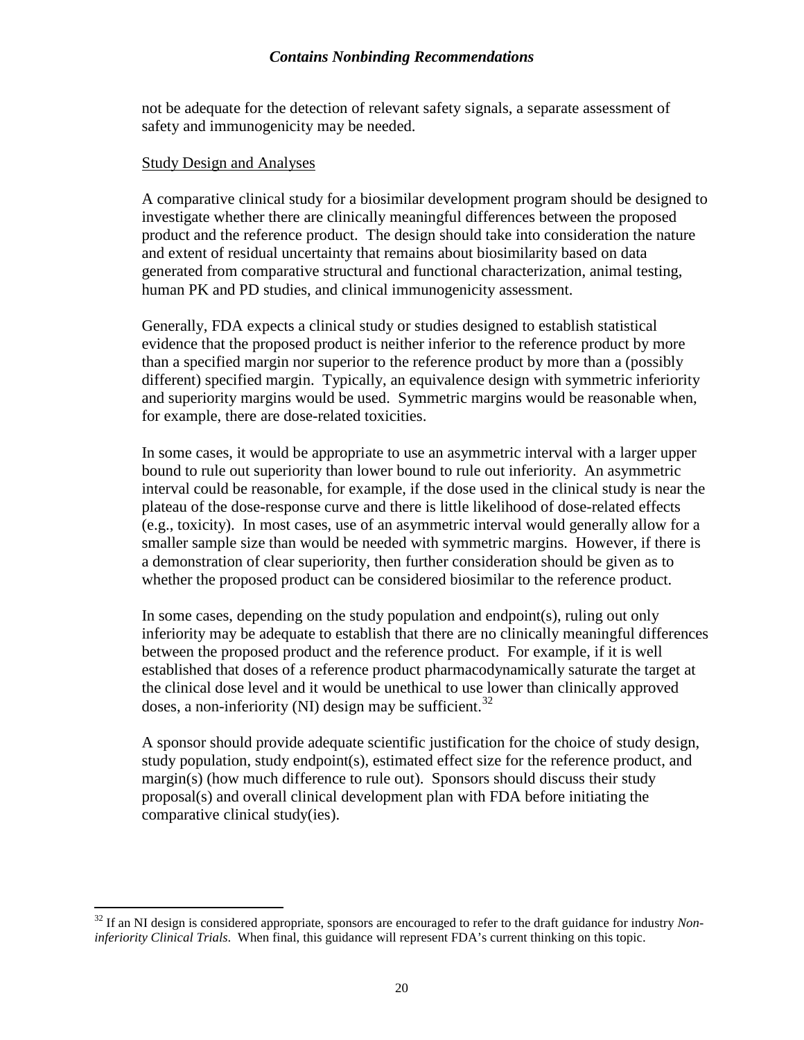not be adequate for the detection of relevant safety signals, a separate assessment of safety and immunogenicity may be needed.

Study Design and Analyses

A comparative clinical study for a biosimilar development program should be designed to investigate whether there are clinically meaningful differences between the proposed product and the reference product. The design should take into consideration the nature and extent of residual uncertainty that remains about biosimilarity based on data generated from comparative structural and functional characterization, animal testing, human PK and PD studies, and clinical immunogenicity assessment.

Generally, FDA expects a clinical study or studies designed to establish statistical evidence that the proposed product is neither inferior to the reference product by more than a specified margin nor superior to the reference product by more than a (possibly different) specified margin. Typically, an equivalence design with symmetric inferiority and superiority margins would be used. Symmetric margins would be reasonable when, for example, there are dose-related toxicities.

In some cases, it would be appropriate to use an asymmetric interval with a larger upper bound to rule out superiority than lower bound to rule out inferiority. An asymmetric interval could be reasonable, for example, if the dose used in the clinical study is near the plateau of the dose-response curve and there is little likelihood of dose-related effects (e.g., toxicity). In most cases, use of an asymmetric interval would generally allow for a smaller sample size than would be needed with symmetric margins. However, if there is a demonstration of clear superiority, then further consideration should be given as to whether the proposed product can be considered biosimilar to the reference product.

In some cases, depending on the study population and endpoint(s), ruling out only inferiority may be adequate to establish that there are no clinically meaningful differences between the proposed product and the reference product. For example, if it is well established that doses of a reference product pharmacodynamically saturate the target at the clinical dose level and it would be unethical to use lower than clinically approved doses, a non-inferiority (NI) design may be sufficient.[32]

A sponsor should provide adequate scientific justification for the choice of study design, study population, study endpoint(s), estimated effect size for the reference product, and margin(s) (how much difference to rule out). Sponsors should discuss their study proposal(s) and overall clinical development plan with FDA before initiating the comparative clinical study(ies).

---

[32] If an NI design is considered appropriate, sponsors are encouraged to refer to the draft guidance for industry *Non-inferiority Clinical Trials*. When final, this guidance will represent FDA's current thinking on this topic.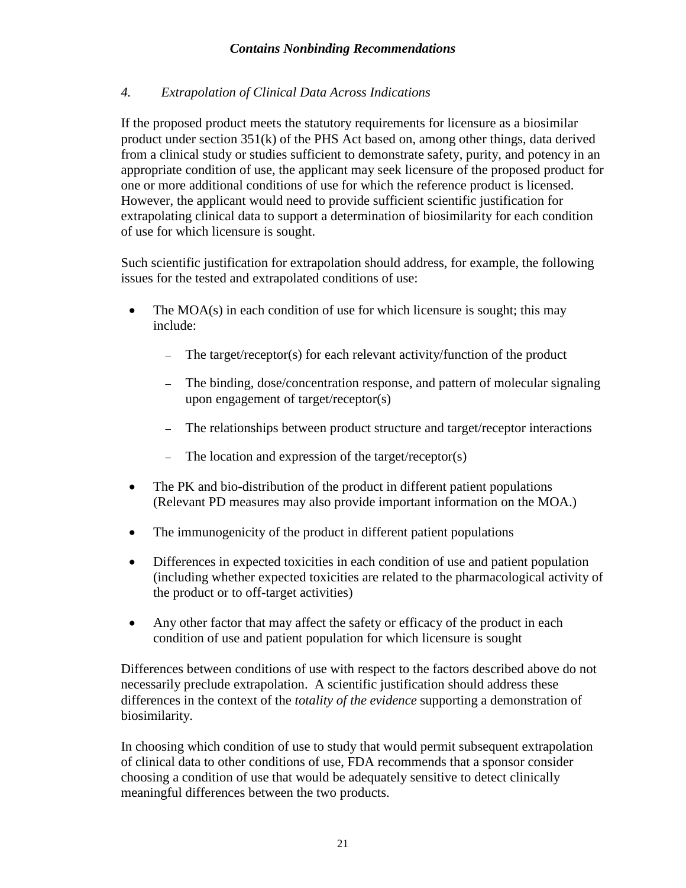#### *4. Extrapolation of Clinical Data Across Indications*

If the proposed product meets the statutory requirements for licensure as a biosimilar product under section 351(k) of the PHS Act based on, among other things, data derived from a clinical study or studies sufficient to demonstrate safety, purity, and potency in an appropriate condition of use, the applicant may seek licensure of the proposed product for one or more additional conditions of use for which the reference product is licensed. However, the applicant would need to provide sufficient scientific justification for extrapolating clinical data to support a determination of biosimilarity for each condition of use for which licensure is sought.

Such scientific justification for extrapolation should address, for example, the following issues for the tested and extrapolated conditions of use:

- The MOA(s) in each condition of use for which licensure is sought; this may include:
  - The target/receptor(s) for each relevant activity/function of the product
  - The binding, dose/concentration response, and pattern of molecular signaling upon engagement of target/receptor(s)
  - The relationships between product structure and target/receptor interactions
  - The location and expression of the target/receptor(s)
- The PK and bio-distribution of the product in different patient populations (Relevant PD measures may also provide important information on the MOA.)
- The immunogenicity of the product in different patient populations
- Differences in expected toxicities in each condition of use and patient population (including whether expected toxicities are related to the pharmacological activity of the product or to off-target activities)
- Any other factor that may affect the safety or efficacy of the product in each condition of use and patient population for which licensure is sought

Differences between conditions of use with respect to the factors described above do not necessarily preclude extrapolation. A scientific justification should address these differences in the context of the *totality of the evidence* supporting a demonstration of biosimilarity.

In choosing which condition of use to study that would permit subsequent extrapolation of clinical data to other conditions of use, FDA recommends that a sponsor consider choosing a condition of use that would be adequately sensitive to detect clinically meaningful differences between the two products.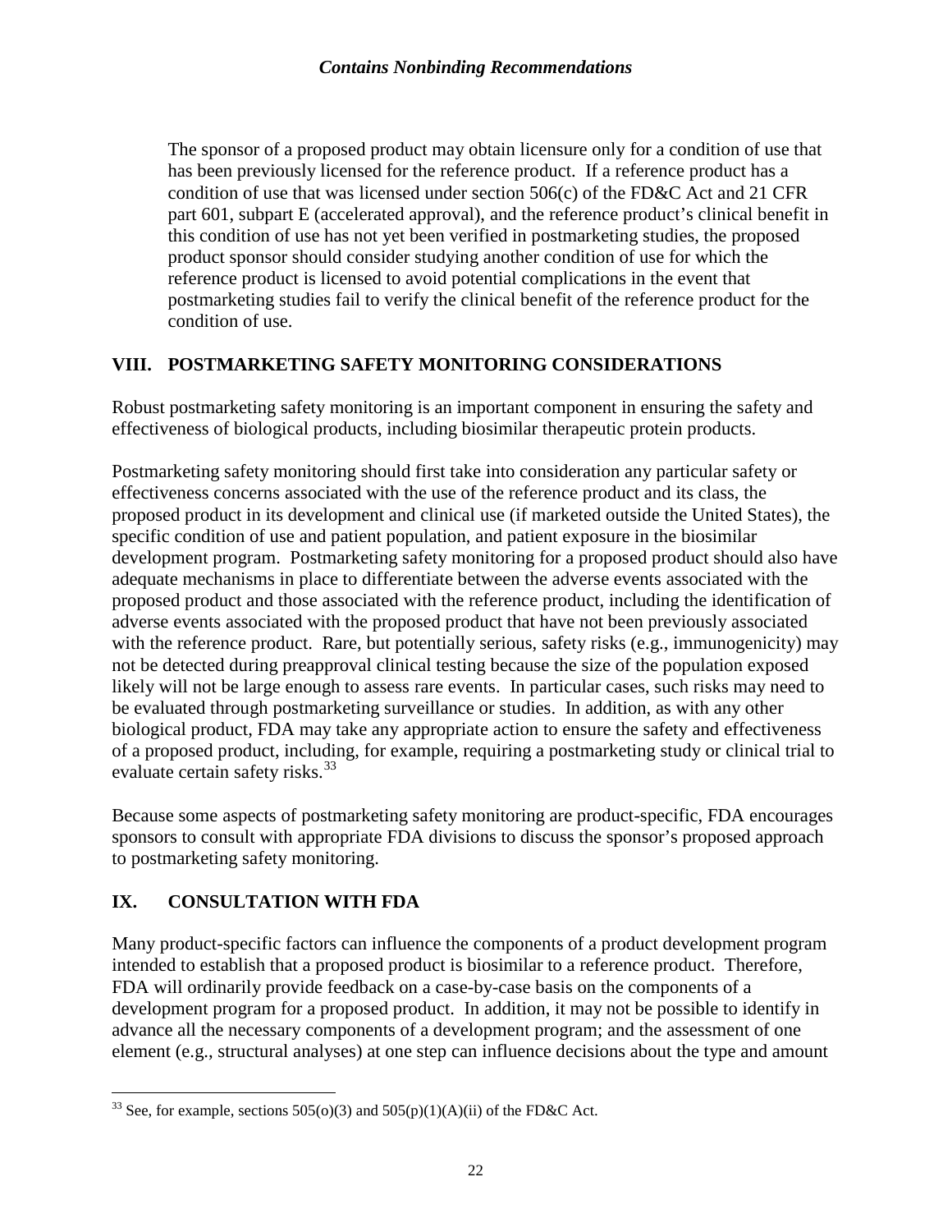The sponsor of a proposed product may obtain licensure only for a condition of use that has been previously licensed for the reference product. If a reference product has a condition of use that was licensed under section 506(c) of the FD&C Act and 21 CFR part 601, subpart E (accelerated approval), and the reference product's clinical benefit in this condition of use has not yet been verified in postmarketing studies, the proposed product sponsor should consider studying another condition of use for which the reference product is licensed to avoid potential complications in the event that postmarketing studies fail to verify the clinical benefit of the reference product for the condition of use.

## VIII. POSTMARKETING SAFETY MONITORING CONSIDERATIONS

Robust postmarketing safety monitoring is an important component in ensuring the safety and effectiveness of biological products, including biosimilar therapeutic protein products.

Postmarketing safety monitoring should first take into consideration any particular safety or effectiveness concerns associated with the use of the reference product and its class, the proposed product in its development and clinical use (if marketed outside the United States), the specific condition of use and patient population, and patient exposure in the biosimilar development program. Postmarketing safety monitoring for a proposed product should also have adequate mechanisms in place to differentiate between the adverse events associated with the proposed product and those associated with the reference product, including the identification of adverse events associated with the proposed product that have not been previously associated with the reference product. Rare, but potentially serious, safety risks (e.g., immunogenicity) may not be detected during preapproval clinical testing because the size of the population exposed likely will not be large enough to assess rare events. In particular cases, such risks may need to be evaluated through postmarketing surveillance or studies. In addition, as with any other biological product, FDA may take any appropriate action to ensure the safety and effectiveness of a proposed product, including, for example, requiring a postmarketing study or clinical trial to evaluate certain safety risks.[33]

Because some aspects of postmarketing safety monitoring are product-specific, FDA encourages sponsors to consult with appropriate FDA divisions to discuss the sponsor's proposed approach to postmarketing safety monitoring.

## IX. CONSULTATION WITH FDA

Many product-specific factors can influence the components of a product development program intended to establish that a proposed product is biosimilar to a reference product. Therefore, FDA will ordinarily provide feedback on a case-by-case basis on the components of a development program for a proposed product. In addition, it may not be possible to identify in advance all the necessary components of a development program; and the assessment of one element (e.g., structural analyses) at one step can influence decisions about the type and amount

[33] See, for example, sections 505(o)(3) and 505(p)(1)(A)(ii) of the FD&C Act.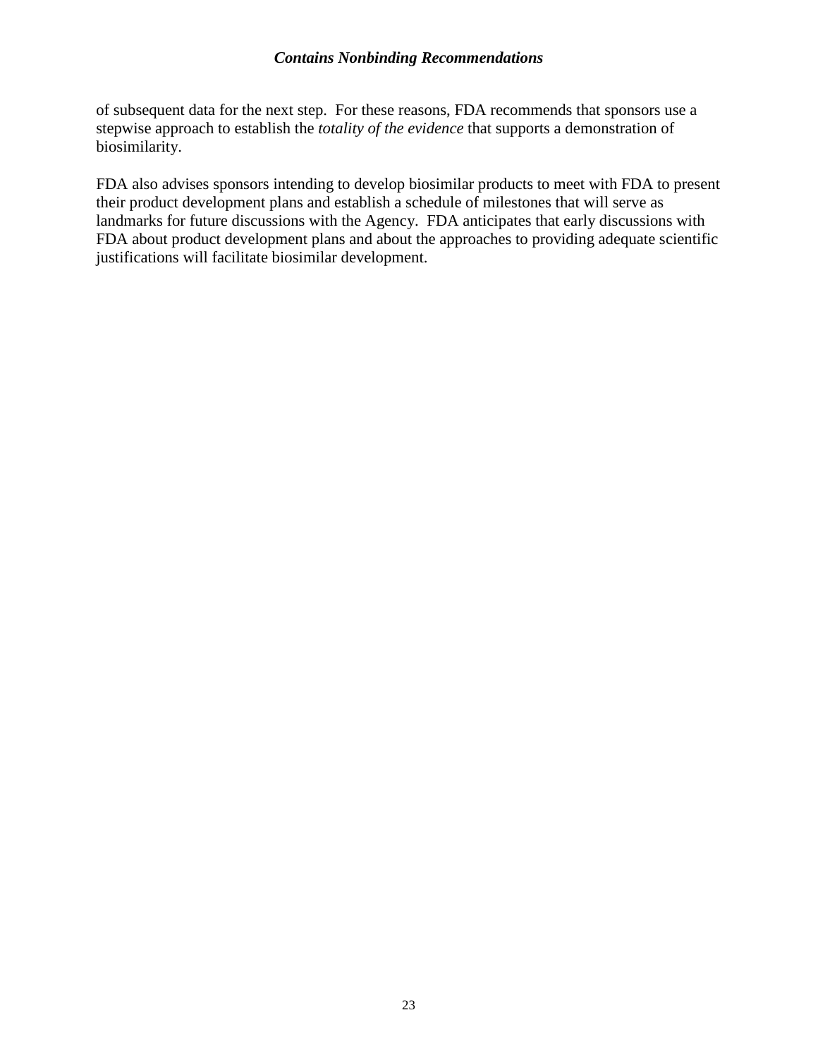of subsequent data for the next step. For these reasons, FDA recommends that sponsors use a stepwise approach to establish the *totality of the evidence* that supports a demonstration of biosimilarity.

FDA also advises sponsors intending to develop biosimilar products to meet with FDA to present their product development plans and establish a schedule of milestones that will serve as landmarks for future discussions with the Agency. FDA anticipates that early discussions with FDA about product development plans and about the approaches to providing adequate scientific justifications will facilitate biosimilar development.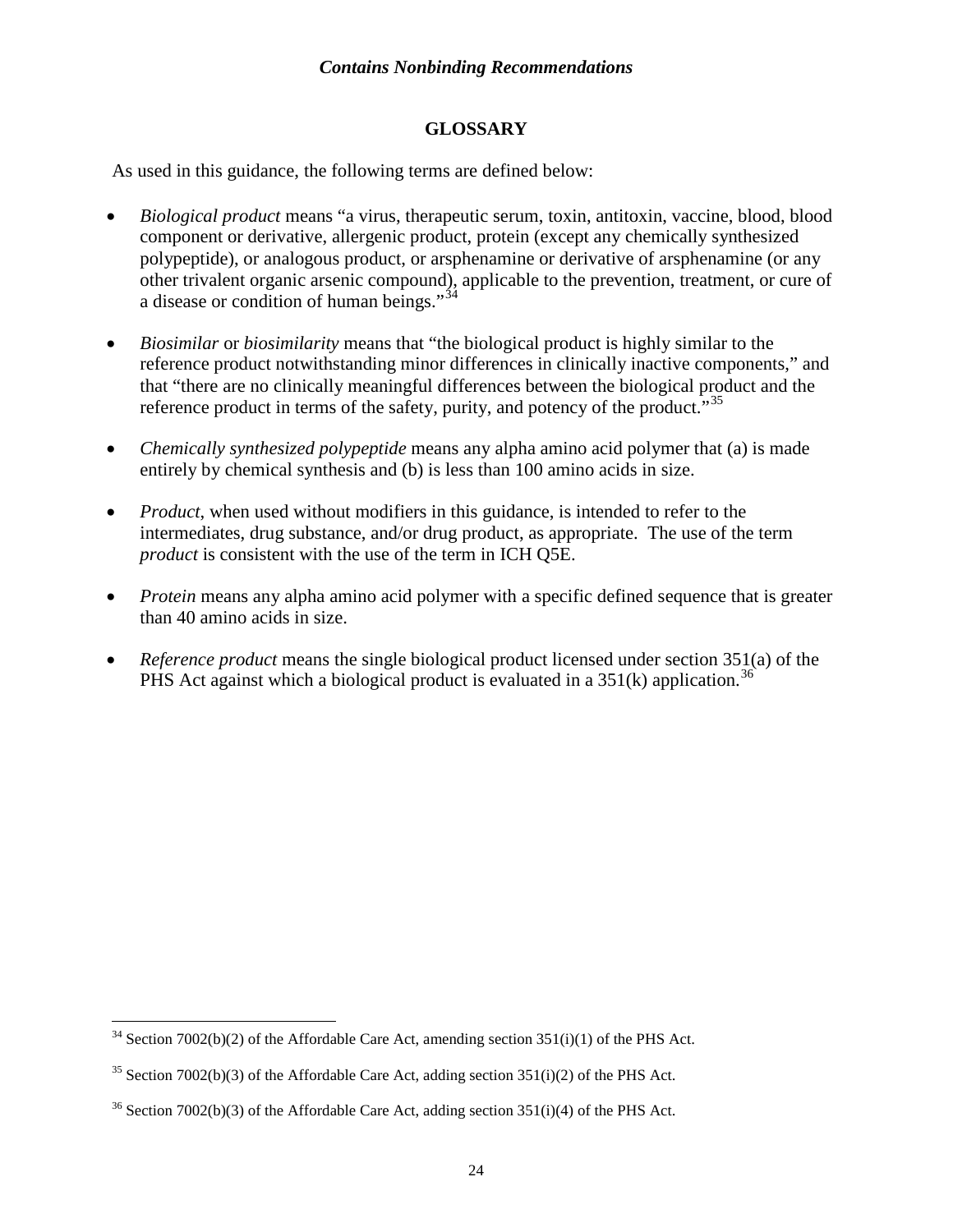## GLOSSARY

As used in this guidance, the following terms are defined below:

- *Biological product* means "a virus, therapeutic serum, toxin, antitoxin, vaccine, blood, blood component or derivative, allergenic product, protein (except any chemically synthesized polypeptide), or analogous product, or arsphenamine or derivative of arsphenamine (or any other trivalent organic arsenic compound), applicable to the prevention, treatment, or cure of a disease or condition of human beings."[34]

- *Biosimilar* or *biosimilarity* means that "the biological product is highly similar to the reference product notwithstanding minor differences in clinically inactive components," and that "there are no clinically meaningful differences between the biological product and the reference product in terms of the safety, purity, and potency of the product."[35]

- *Chemically synthesized polypeptide* means any alpha amino acid polymer that (a) is made entirely by chemical synthesis and (b) is less than 100 amino acids in size.

- *Product*, when used without modifiers in this guidance, is intended to refer to the intermediates, drug substance, and/or drug product, as appropriate. The use of the term *product* is consistent with the use of the term in ICH Q5E.

- *Protein* means any alpha amino acid polymer with a specific defined sequence that is greater than 40 amino acids in size.

- *Reference product* means the single biological product licensed under section 351(a) of the PHS Act against which a biological product is evaluated in a 351(k) application.[36]

---

[34] Section 7002(b)(2) of the Affordable Care Act, amending section 351(i)(1) of the PHS Act.

[35] Section 7002(b)(3) of the Affordable Care Act, adding section 351(i)(2) of the PHS Act.

[36] Section 7002(b)(3) of the Affordable Care Act, adding section 351(i)(4) of the PHS Act.